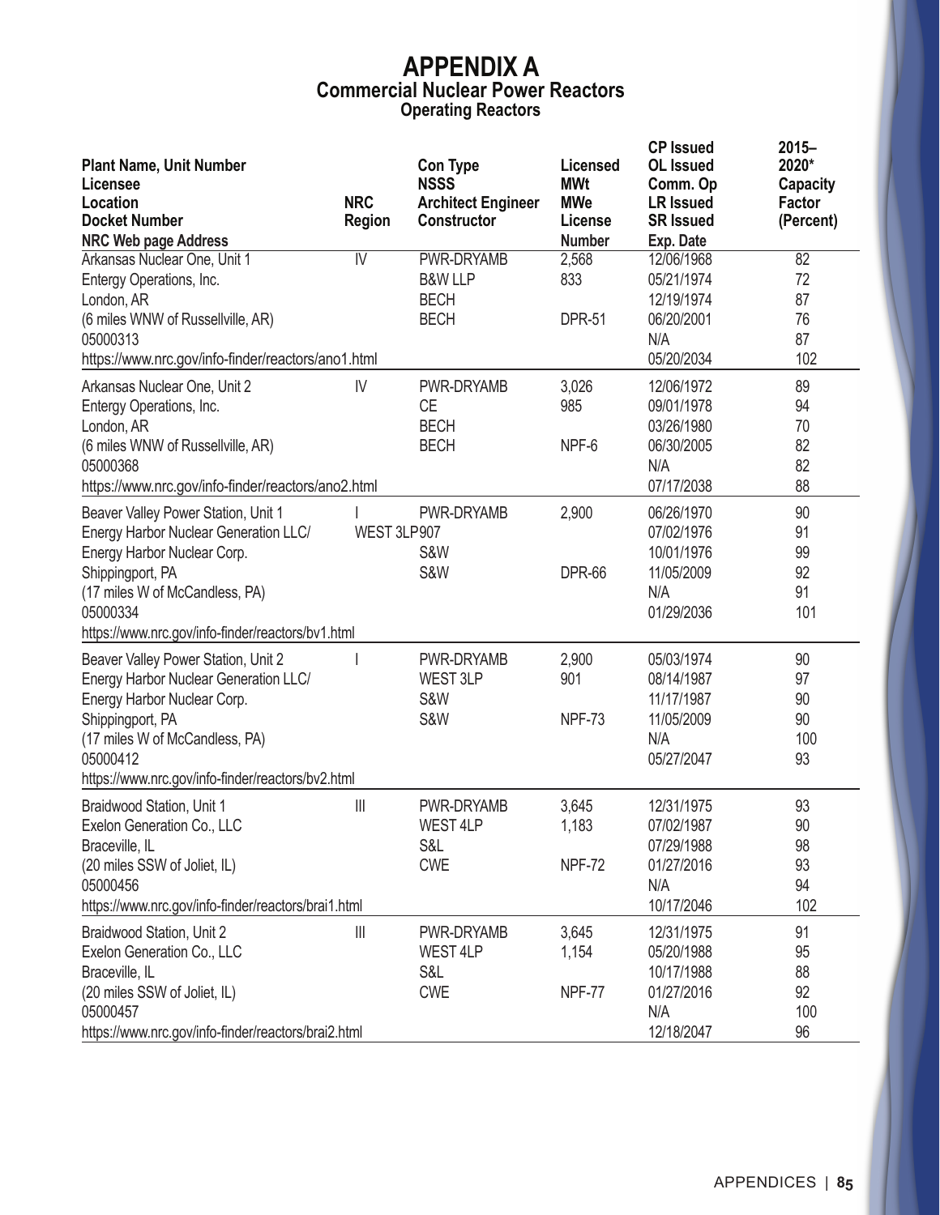# APPENDIX A
## Commercial Nuclear Power Reactors
### Operating Reactors

| Plant Name, Unit Number<br>Licensee<br>Location<br>Docket Number<br>NRC Web page Address | NRC Region | Con Type<br>NSSS<br>Architect Engineer<br>Constructor | Licensed MWt<br>MWe<br>License Number | CP Issued<br>OL Issued<br>Comm. Op<br>LR Issued<br>SR Issued<br>Exp. Date | 2015–2020* Capacity Factor (Percent) |
|---|---|---|---|---|---|
| Arkansas Nuclear One, Unit 1<br>Entergy Operations, Inc.<br>London, AR<br>(6 miles WNW of Russellville, AR)<br>05000313<br>https://www.nrc.gov/info-finder/reactors/ano1.html | IV | PWR-DRYAMB<br>B&W LLP<br>BECH<br>BECH | 2,568<br>833<br>DPR-51 | 12/06/1968<br>05/21/1974<br>12/19/1974<br>06/20/2001<br>N/A<br>05/20/2034 | 82<br>72<br>87<br>76<br>87<br>102 |
| Arkansas Nuclear One, Unit 2<br>Entergy Operations, Inc.<br>London, AR<br>(6 miles WNW of Russellville, AR)<br>05000368<br>https://www.nrc.gov/info-finder/reactors/ano2.html | IV | PWR-DRYAMB<br>CE<br>BECH<br>BECH | 3,026<br>985<br>NPF-6 | 12/06/1972<br>09/01/1978<br>03/26/1980<br>06/30/2005<br>N/A<br>07/17/2038 | 89<br>94<br>70<br>82<br>82<br>88 |
| Beaver Valley Power Station, Unit 1<br>Energy Harbor Nuclear Generation LLC/<br>Energy Harbor Nuclear Corp.<br>Shippingport, PA<br>(17 miles W of McCandless, PA)<br>05000334<br>https://www.nrc.gov/info-finder/reactors/bv1.html | I | PWR-DRYAMB<br>WEST 3LP<br>S&W<br>S&W | 2,900<br>907<br>DPR-66 | 06/26/1970<br>07/02/1976<br>10/01/1976<br>11/05/2009<br>N/A<br>01/29/2036 | 90<br>91<br>99<br>92<br>91<br>101 |
| Beaver Valley Power Station, Unit 2<br>Energy Harbor Nuclear Generation LLC/<br>Energy Harbor Nuclear Corp.<br>Shippingport, PA<br>(17 miles W of McCandless, PA)<br>05000412<br>https://www.nrc.gov/info-finder/reactors/bv2.html | I | PWR-DRYAMB<br>WEST 3LP<br>S&W<br>S&W | 2,900<br>901<br>NPF-73 | 05/03/1974<br>08/14/1987<br>11/17/1987<br>11/05/2009<br>N/A<br>05/27/2047 | 90<br>97<br>90<br>90<br>100<br>93 |
| Braidwood Station, Unit 1<br>Exelon Generation Co., LLC<br>Braceville, IL<br>(20 miles SSW of Joliet, IL)<br>05000456<br>https://www.nrc.gov/info-finder/reactors/brai1.html | III | PWR-DRYAMB<br>WEST 4LP<br>S&L<br>CWE | 3,645<br>1,183<br>NPF-72 | 12/31/1975<br>07/02/1987<br>07/29/1988<br>01/27/2016<br>N/A<br>10/17/2046 | 93<br>90<br>98<br>93<br>94<br>102 |
| Braidwood Station, Unit 2<br>Exelon Generation Co., LLC<br>Braceville, IL<br>(20 miles SSW of Joliet, IL)<br>05000457<br>https://www.nrc.gov/info-finder/reactors/brai2.html | III | PWR-DRYAMB<br>WEST 4LP<br>S&L<br>CWE | 3,645<br>1,154<br>NPF-77 | 12/31/1975<br>05/20/1988<br>10/17/1988<br>01/27/2016<br>N/A<br>12/18/2047 | 91<br>95<br>88<br>92<br>100<br>96 |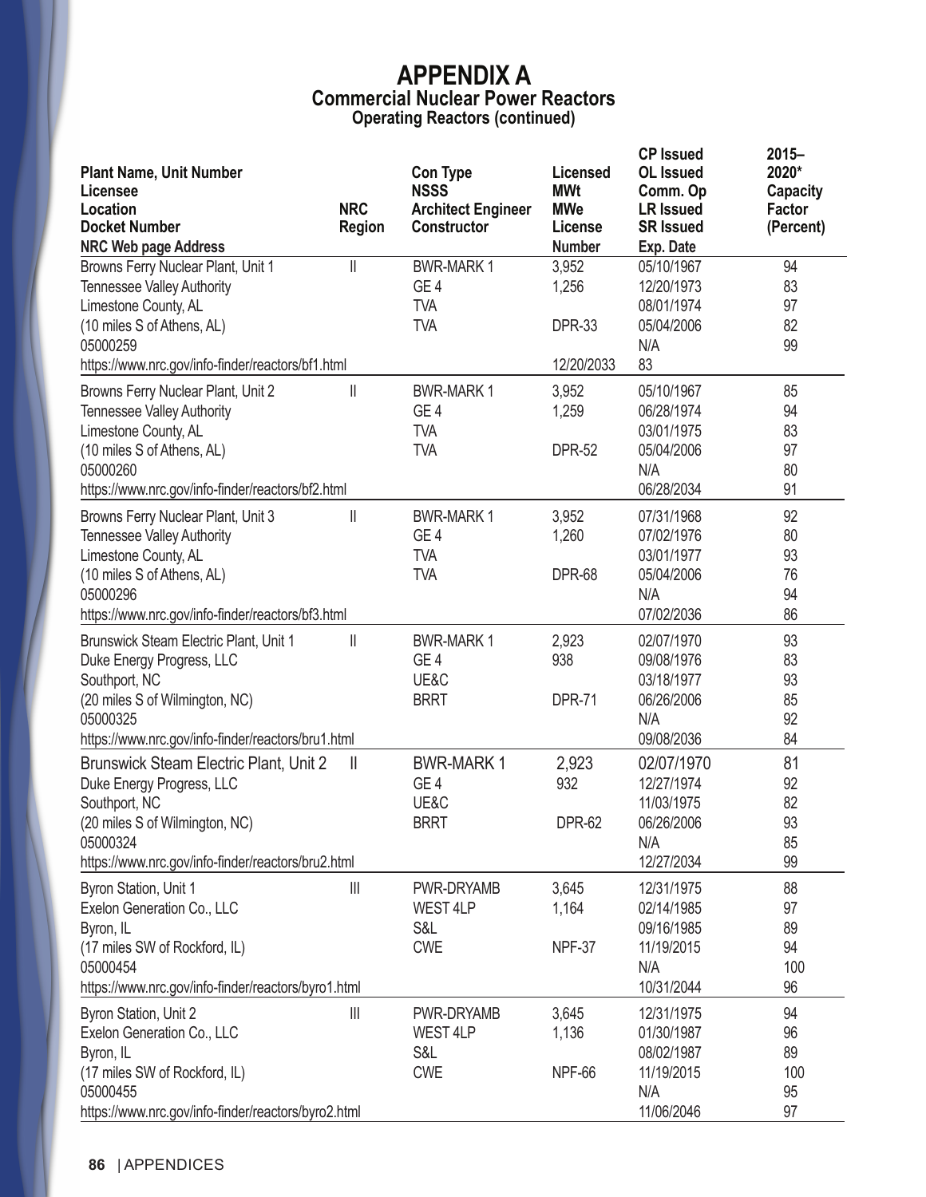# APPENDIX A

## Commercial Nuclear Power Reactors

### Operating Reactors (continued)

| Plant Name, Unit Number<br>Licensee<br>Location<br>Docket Number<br>NRC Web page Address | NRC Region | Con Type<br>NSSS<br>Architect Engineer<br>Constructor | Licensed MWt<br>MWe<br>License Number | CP Issued<br>OL Issued<br>Comm. Op<br>LR Issued<br>SR Issued<br>Exp. Date | 2015–2020* Capacity Factor (Percent) |
|---|---|---|---|---|---|
| Browns Ferry Nuclear Plant, Unit 1<br>Tennessee Valley Authority<br>Limestone County, AL<br>(10 miles S of Athens, AL)<br>05000259<br>https://www.nrc.gov/info-finder/reactors/bf1.html | II | BWR-MARK 1<br>GE 4<br>TVA<br>TVA | 3,952<br>1,256<br>DPR-33<br>12/20/2033 | 05/10/1967<br>12/20/1973<br>08/01/1974<br>05/04/2006<br>N/A<br>83 | 94<br>83<br>97<br>82<br>99 |
| Browns Ferry Nuclear Plant, Unit 2<br>Tennessee Valley Authority<br>Limestone County, AL<br>(10 miles S of Athens, AL)<br>05000260<br>https://www.nrc.gov/info-finder/reactors/bf2.html | II | BWR-MARK 1<br>GE 4<br>TVA<br>TVA | 3,952<br>1,259<br>DPR-52 | 05/10/1967<br>06/28/1974<br>03/01/1975<br>05/04/2006<br>N/A<br>06/28/2034 | 85<br>94<br>83<br>97<br>80<br>91 |
| Browns Ferry Nuclear Plant, Unit 3<br>Tennessee Valley Authority<br>Limestone County, AL<br>(10 miles S of Athens, AL)<br>05000296<br>https://www.nrc.gov/info-finder/reactors/bf3.html | II | BWR-MARK 1<br>GE 4<br>TVA<br>TVA | 3,952<br>1,260<br>DPR-68 | 07/31/1968<br>07/02/1976<br>03/01/1977<br>05/04/2006<br>N/A<br>07/02/2036 | 92<br>80<br>93<br>76<br>94<br>86 |
| Brunswick Steam Electric Plant, Unit 1<br>Duke Energy Progress, LLC<br>Southport, NC<br>(20 miles S of Wilmington, NC)<br>05000325<br>https://www.nrc.gov/info-finder/reactors/bru1.html | II | BWR-MARK 1<br>GE 4<br>UE&C<br>BRRT | 2,923<br>938<br>DPR-71 | 02/07/1970<br>09/08/1976<br>03/18/1977<br>06/26/2006<br>N/A<br>09/08/2036 | 93<br>83<br>93<br>85<br>92<br>84 |
| Brunswick Steam Electric Plant, Unit 2<br>Duke Energy Progress, LLC<br>Southport, NC<br>(20 miles S of Wilmington, NC)<br>05000324<br>https://www.nrc.gov/info-finder/reactors/bru2.html | II | BWR-MARK 1<br>GE 4<br>UE&C<br>BRRT | 2,923<br>932<br>DPR-62 | 02/07/1970<br>12/27/1974<br>11/03/1975<br>06/26/2006<br>N/A<br>12/27/2034 | 81<br>92<br>82<br>93<br>85<br>99 |
| Byron Station, Unit 1<br>Exelon Generation Co., LLC<br>Byron, IL<br>(17 miles SW of Rockford, IL)<br>05000454<br>https://www.nrc.gov/info-finder/reactors/byro1.html | III | PWR-DRYAMB<br>WEST 4LP<br>S&L<br>CWE | 3,645<br>1,164<br>NPF-37 | 12/31/1975<br>02/14/1985<br>09/16/1985<br>11/19/2015<br>N/A<br>10/31/2044 | 88<br>97<br>89<br>94<br>100<br>96 |
| Byron Station, Unit 2<br>Exelon Generation Co., LLC<br>Byron, IL<br>(17 miles SW of Rockford, IL)<br>05000455<br>https://www.nrc.gov/info-finder/reactors/byro2.html | III | PWR-DRYAMB<br>WEST 4LP<br>S&L<br>CWE | 3,645<br>1,136<br>NPF-66 | 12/31/1975<br>01/30/1987<br>08/02/1987<br>11/19/2015<br>N/A<br>11/06/2046 | 94<br>96<br>89<br>100<br>95<br>97 |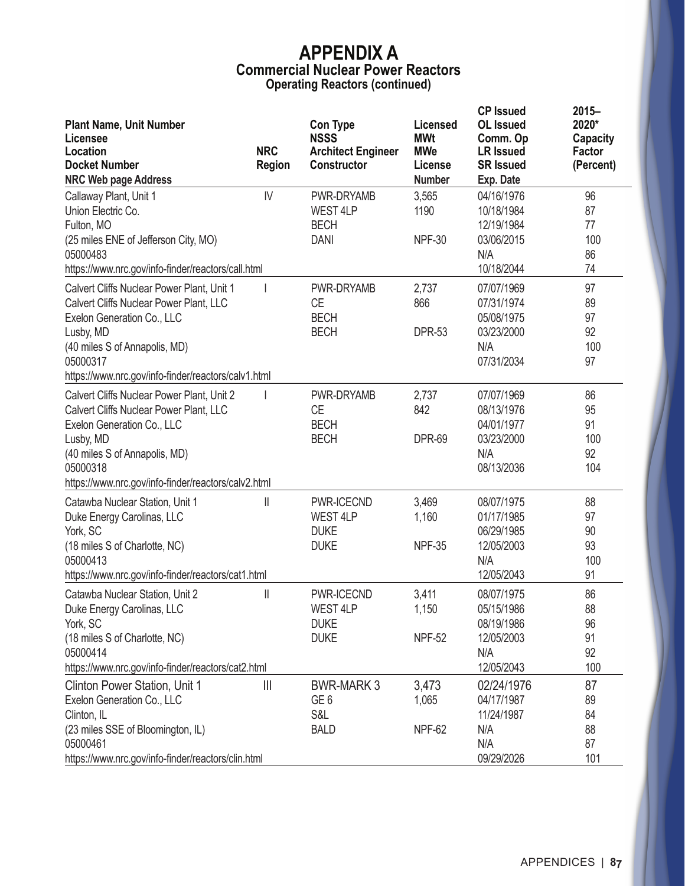# APPENDIX A

## Commercial Nuclear Power Reactors

### Operating Reactors (continued)

| Plant Name, Unit Number<br>Licensee<br>Location<br>Docket Number<br>NRC Web page Address | NRC Region | Con Type<br>NSSS<br>Architect Engineer<br>Constructor | Licensed<br>MWt<br>MWe<br>License Number | CP Issued<br>OL Issued<br>Comm. Op<br>LR Issued<br>SR Issued<br>Exp. Date | 2015–2020* Capacity Factor (Percent) |
|---|---|---|---|---|---|
| Callaway Plant, Unit 1<br>Union Electric Co.<br>Fulton, MO<br>(25 miles ENE of Jefferson City, MO)<br>05000483<br>https://www.nrc.gov/info-finder/reactors/call.html | IV | PWR-DRYAMB<br>WEST 4LP<br>BECH<br>DANI | 3,565<br>1190<br><br>NPF-30 | 04/16/1976<br>10/18/1984<br>12/19/1984<br>03/06/2015<br>N/A<br>10/18/2044 | 96<br>87<br>77<br>100<br>86<br>74 |
| Calvert Cliffs Nuclear Power Plant, Unit 1<br>Calvert Cliffs Nuclear Power Plant, LLC<br>Exelon Generation Co., LLC<br>Lusby, MD<br>(40 miles S of Annapolis, MD)<br>05000317<br>https://www.nrc.gov/info-finder/reactors/calv1.html | I | PWR-DRYAMB<br>CE<br>BECH<br>BECH | 2,737<br>866<br><br>DPR-53 | 07/07/1969<br>07/31/1974<br>05/08/1975<br>03/23/2000<br>N/A<br>07/31/2034 | 97<br>89<br>97<br>92<br>100<br>97 |
| Calvert Cliffs Nuclear Power Plant, Unit 2<br>Calvert Cliffs Nuclear Power Plant, LLC<br>Exelon Generation Co., LLC<br>Lusby, MD<br>(40 miles S of Annapolis, MD)<br>05000318<br>https://www.nrc.gov/info-finder/reactors/calv2.html | I | PWR-DRYAMB<br>CE<br>BECH<br>BECH | 2,737<br>842<br><br>DPR-69 | 07/07/1969<br>08/13/1976<br>04/01/1977<br>03/23/2000<br>N/A<br>08/13/2036 | 86<br>95<br>91<br>100<br>92<br>104 |
| Catawba Nuclear Station, Unit 1<br>Duke Energy Carolinas, LLC<br>York, SC<br>(18 miles S of Charlotte, NC)<br>05000413<br>https://www.nrc.gov/info-finder/reactors/cat1.html | II | PWR-ICECND<br>WEST 4LP<br>DUKE<br>DUKE | 3,469<br>1,160<br><br>NPF-35 | 08/07/1975<br>01/17/1985<br>06/29/1985<br>12/05/2003<br>N/A<br>12/05/2043 | 88<br>97<br>90<br>93<br>100<br>91 |
| Catawba Nuclear Station, Unit 2<br>Duke Energy Carolinas, LLC<br>York, SC<br>(18 miles S of Charlotte, NC)<br>05000414<br>https://www.nrc.gov/info-finder/reactors/cat2.html | II | PWR-ICECND<br>WEST 4LP<br>DUKE<br>DUKE | 3,411<br>1,150<br><br>NPF-52 | 08/07/1975<br>05/15/1986<br>08/19/1986<br>12/05/2003<br>N/A<br>12/05/2043 | 86<br>88<br>96<br>91<br>92<br>100 |
| Clinton Power Station, Unit 1<br>Exelon Generation Co., LLC<br>Clinton, IL<br>(23 miles SSE of Bloomington, IL)<br>05000461<br>https://www.nrc.gov/info-finder/reactors/clin.html | III | BWR-MARK 3<br>GE 6<br>S&L<br>BALD | 3,473<br>1,065<br><br>NPF-62 | 02/24/1976<br>04/17/1987<br>11/24/1987<br>N/A<br>N/A<br>09/29/2026 | 87<br>89<br>84<br>88<br>87<br>101 |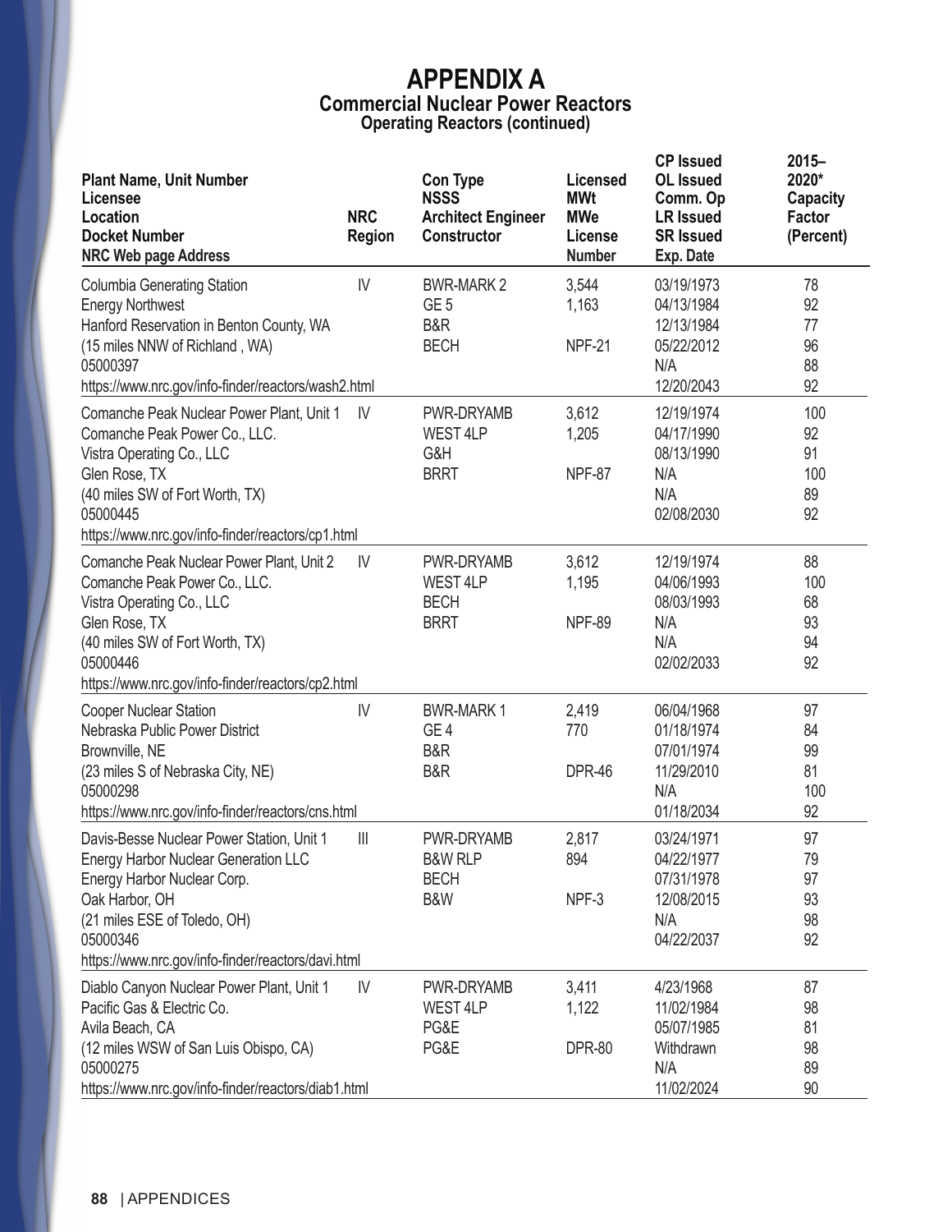# APPENDIX A

## Commercial Nuclear Power Reactors

### Operating Reactors (continued)

| Plant Name, Unit Number<br>Licensee<br>Location<br>Docket Number<br>NRC Web page Address | NRC Region | Con Type<br>NSSS<br>Architect Engineer<br>Constructor | Licensed<br>MWt<br>MWe<br>License<br>Number | CP Issued<br>OL Issued<br>Comm. Op<br>LR Issued<br>SR Issued<br>Exp. Date | 2015–2020*<br>Capacity<br>Factor<br>(Percent) |
|---|---|---|---|---|---|
| Columbia Generating Station<br>Energy Northwest<br>Hanford Reservation in Benton County, WA<br>(15 miles NNW of Richland , WA)<br>05000397<br>https://www.nrc.gov/info-finder/reactors/wash2.html | IV | BWR-MARK 2<br>GE 5<br>B&R<br>BECH | 3,544<br>1,163<br><br>NPF-21 | 03/19/1973<br>04/13/1984<br>12/13/1984<br>05/22/2012<br>N/A<br>12/20/2043 | 78<br>92<br>77<br>96<br>88<br>92 |
| Comanche Peak Nuclear Power Plant, Unit 1<br>Comanche Peak Power Co., LLC.<br>Vistra Operating Co., LLC<br>Glen Rose, TX<br>(40 miles SW of Fort Worth, TX)<br>05000445<br>https://www.nrc.gov/info-finder/reactors/cp1.html | IV | PWR-DRYAMB<br>WEST 4LP<br>G&H<br>BRRT | 3,612<br>1,205<br><br>NPF-87 | 12/19/1974<br>04/17/1990<br>08/13/1990<br>N/A<br>N/A<br>02/08/2030 | 100<br>92<br>91<br>100<br>89<br>92 |
| Comanche Peak Nuclear Power Plant, Unit 2<br>Comanche Peak Power Co., LLC.<br>Vistra Operating Co., LLC<br>Glen Rose, TX<br>(40 miles SW of Fort Worth, TX)<br>05000446<br>https://www.nrc.gov/info-finder/reactors/cp2.html | IV | PWR-DRYAMB<br>WEST 4LP<br>BECH<br>BRRT | 3,612<br>1,195<br><br>NPF-89 | 12/19/1974<br>04/06/1993<br>08/03/1993<br>N/A<br>N/A<br>02/02/2033 | 88<br>100<br>68<br>93<br>94<br>92 |
| Cooper Nuclear Station<br>Nebraska Public Power District<br>Brownville, NE<br>(23 miles S of Nebraska City, NE)<br>05000298<br>https://www.nrc.gov/info-finder/reactors/cns.html | IV | BWR-MARK 1<br>GE 4<br>B&R<br>B&R | 2,419<br>770<br><br>DPR-46 | 06/04/1968<br>01/18/1974<br>07/01/1974<br>11/29/2010<br>N/A<br>01/18/2034 | 97<br>84<br>99<br>81<br>100<br>92 |
| Davis-Besse Nuclear Power Station, Unit 1<br>Energy Harbor Nuclear Generation LLC<br>Energy Harbor Nuclear Corp.<br>Oak Harbor, OH<br>(21 miles ESE of Toledo, OH)<br>05000346<br>https://www.nrc.gov/info-finder/reactors/davi.html | III | PWR-DRYAMB<br>B&W RLP<br>BECH<br>B&W | 2,817<br>894<br><br>NPF-3 | 03/24/1971<br>04/22/1977<br>07/31/1978<br>12/08/2015<br>N/A<br>04/22/2037 | 97<br>79<br>97<br>93<br>98<br>92 |
| Diablo Canyon Nuclear Power Plant, Unit 1<br>Pacific Gas & Electric Co.<br>Avila Beach, CA<br>(12 miles WSW of San Luis Obispo, CA)<br>05000275<br>https://www.nrc.gov/info-finder/reactors/diab1.html | IV | PWR-DRYAMB<br>WEST 4LP<br>PG&E<br>PG&E | 3,411<br>1,122<br><br>DPR-80 | 4/23/1968<br>11/02/1984<br>05/07/1985<br>Withdrawn<br>N/A<br>11/02/2024 | 87<br>98<br>81<br>98<br>89<br>90 |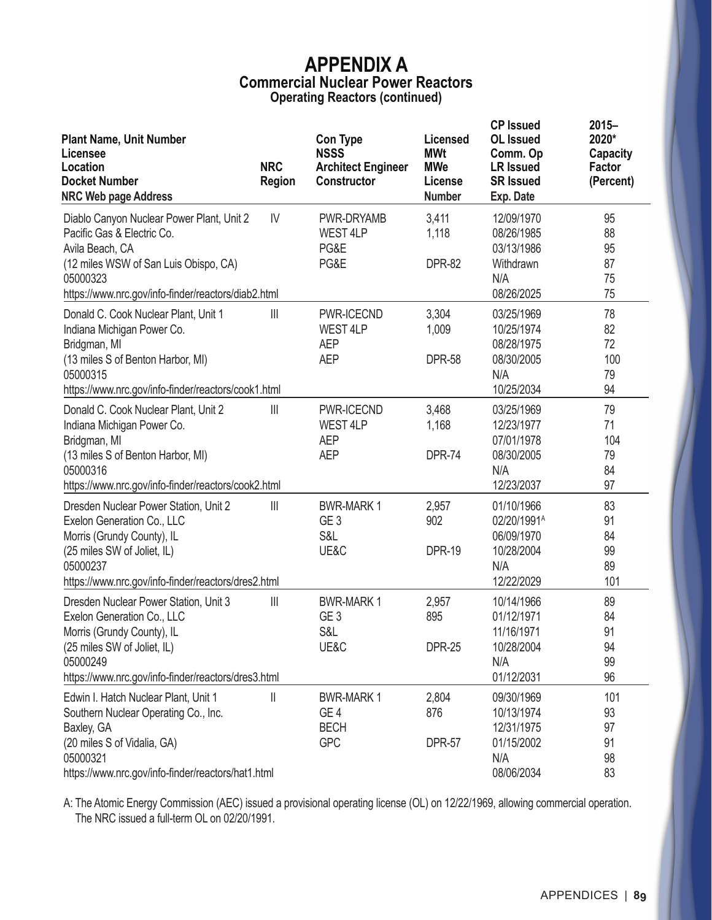# APPENDIX A

## Commercial Nuclear Power Reactors

### Operating Reactors (continued)

| Plant Name, Unit Number<br>Licensee<br>Location<br>Docket Number<br>NRC Web page Address | NRC Region | Con Type<br>NSSS<br>Architect Engineer<br>Constructor | Licensed MWt<br>MWe<br>License Number | CP Issued<br>OL Issued<br>Comm. Op<br>LR Issued<br>SR Issued<br>Exp. Date | 2015–2020* Capacity Factor (Percent) |
|---|---|---|---|---|---|
| Diablo Canyon Nuclear Power Plant, Unit 2<br>Pacific Gas & Electric Co.<br>Avila Beach, CA<br>(12 miles WSW of San Luis Obispo, CA)<br>05000323<br>https://www.nrc.gov/info-finder/reactors/diab2.html | IV | PWR-DRYAMB<br>WEST 4LP<br>PG&E<br>PG&E | 3,411<br>1,118<br>DPR-82 | 12/09/1970<br>08/26/1985<br>03/13/1986<br>Withdrawn<br>N/A<br>08/26/2025 | 95<br>88<br>95<br>87<br>75<br>75 |
| Donald C. Cook Nuclear Plant, Unit 1<br>Indiana Michigan Power Co.<br>Bridgman, MI<br>(13 miles S of Benton Harbor, MI)<br>05000315<br>https://www.nrc.gov/info-finder/reactors/cook1.html | III | PWR-ICECND<br>WEST 4LP<br>AEP<br>AEP | 3,304<br>1,009<br>DPR-58 | 03/25/1969<br>10/25/1974<br>08/28/1975<br>08/30/2005<br>N/A<br>10/25/2034 | 78<br>82<br>72<br>100<br>79<br>94 |
| Donald C. Cook Nuclear Plant, Unit 2<br>Indiana Michigan Power Co.<br>Bridgman, MI<br>(13 miles S of Benton Harbor, MI)<br>05000316<br>https://www.nrc.gov/info-finder/reactors/cook2.html | III | PWR-ICECND<br>WEST 4LP<br>AEP<br>AEP | 3,468<br>1,168<br>DPR-74 | 03/25/1969<br>12/23/1977<br>07/01/1978<br>08/30/2005<br>N/A<br>12/23/2037 | 79<br>71<br>104<br>79<br>84<br>97 |
| Dresden Nuclear Power Station, Unit 2<br>Exelon Generation Co., LLC<br>Morris (Grundy County), IL<br>(25 miles SW of Joliet, IL)<br>05000237<br>https://www.nrc.gov/info-finder/reactors/dres2.html | III | BWR-MARK 1<br>GE 3<br>S&L<br>UE&C | 2,957<br>902<br>DPR-19 | 01/10/1966<br>02/20/1991[A]<br>06/09/1970<br>10/28/2004<br>N/A<br>12/22/2029 | 83<br>91<br>84<br>99<br>89<br>101 |
| Dresden Nuclear Power Station, Unit 3<br>Exelon Generation Co., LLC<br>Morris (Grundy County), IL<br>(25 miles SW of Joliet, IL)<br>05000249<br>https://www.nrc.gov/info-finder/reactors/dres3.html | III | BWR-MARK 1<br>GE 3<br>S&L<br>UE&C | 2,957<br>895<br>DPR-25 | 10/14/1966<br>01/12/1971<br>11/16/1971<br>10/28/2004<br>N/A<br>01/12/2031 | 89<br>84<br>91<br>94<br>99<br>96 |
| Edwin I. Hatch Nuclear Plant, Unit 1<br>Southern Nuclear Operating Co., Inc.<br>Baxley, GA<br>(20 miles S of Vidalia, GA)<br>05000321<br>https://www.nrc.gov/info-finder/reactors/hat1.html | II | BWR-MARK 1<br>GE 4<br>BECH<br>GPC | 2,804<br>876<br>DPR-57 | 09/30/1969<br>10/13/1974<br>12/31/1975<br>01/15/2002<br>N/A<br>08/06/2034 | 101<br>93<br>97<br>91<br>98<br>83 |

A: The Atomic Energy Commission (AEC) issued a provisional operating license (OL) on 12/22/1969, allowing commercial operation. The NRC issued a full-term OL on 02/20/1991.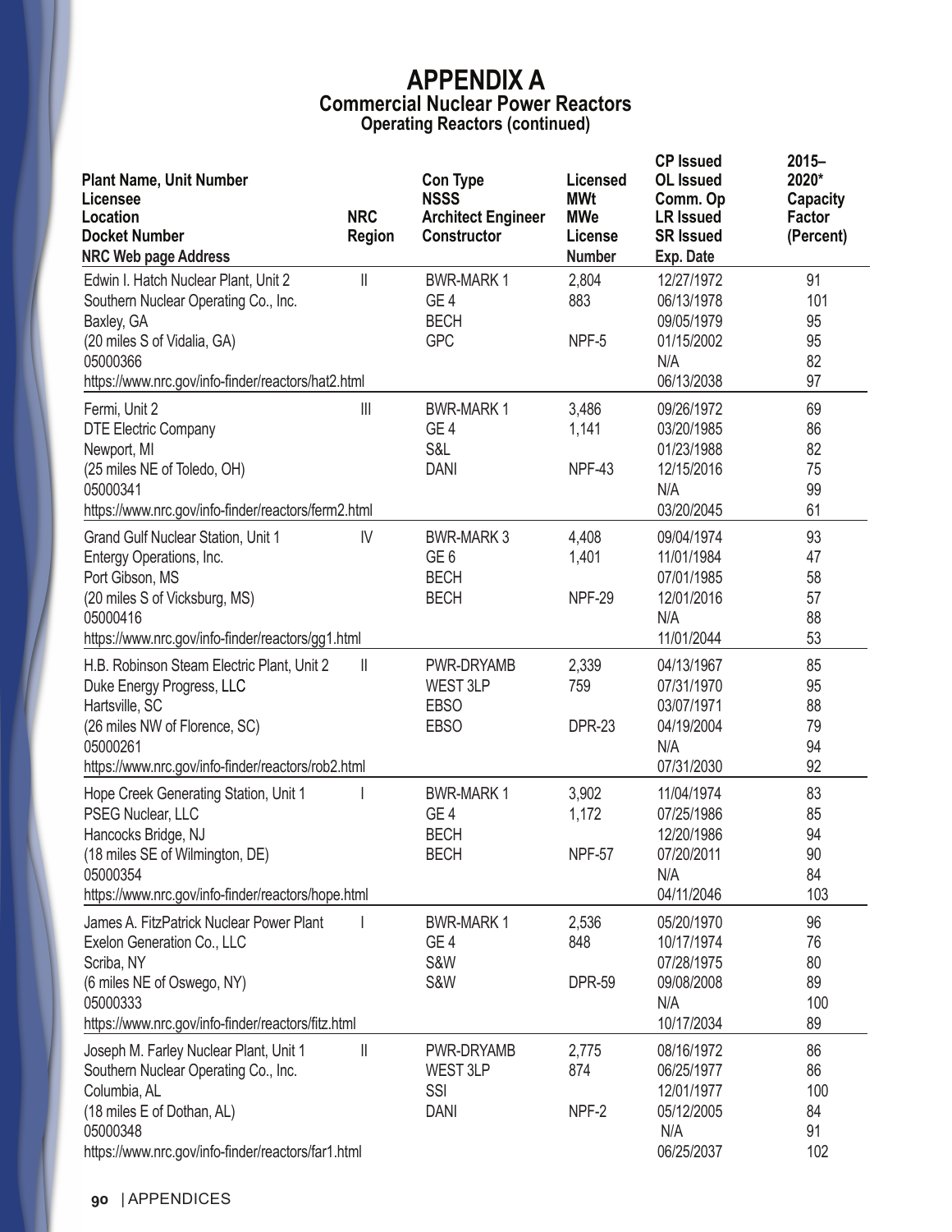# APPENDIX A
## Commercial Nuclear Power Reactors
### Operating Reactors (continued)

| Plant Name, Unit Number<br>Licensee<br>Location<br>Docket Number<br>NRC Web page Address | NRC Region | Con Type<br>NSSS<br>Architect Engineer<br>Constructor | Licensed MWt<br>MWe<br>License Number | CP Issued<br>OL Issued<br>Comm. Op<br>LR Issued<br>SR Issued<br>Exp. Date | 2015–2020* Capacity Factor (Percent) |
|---|---|---|---|---|---|
| Edwin I. Hatch Nuclear Plant, Unit 2<br>Southern Nuclear Operating Co., Inc.<br>Baxley, GA<br>(20 miles S of Vidalia, GA)<br>05000366<br>https://www.nrc.gov/info-finder/reactors/hat2.html | II | BWR-MARK 1<br>GE 4<br>BECH<br>GPC | 2,804<br>883<br><br>NPF-5 | 12/27/1972<br>06/13/1978<br>09/05/1979<br>01/15/2002<br>N/A<br>06/13/2038 | 91<br>101<br>95<br>95<br>82<br>97 |
| Fermi, Unit 2<br>DTE Electric Company<br>Newport, MI<br>(25 miles NE of Toledo, OH)<br>05000341<br>https://www.nrc.gov/info-finder/reactors/ferm2.html | III | BWR-MARK 1<br>GE 4<br>S&L<br>DANI | 3,486<br>1,141<br><br>NPF-43 | 09/26/1972<br>03/20/1985<br>01/23/1988<br>12/15/2016<br>N/A<br>03/20/2045 | 69<br>86<br>82<br>75<br>99<br>61 |
| Grand Gulf Nuclear Station, Unit 1<br>Entergy Operations, Inc.<br>Port Gibson, MS<br>(20 miles S of Vicksburg, MS)<br>05000416<br>https://www.nrc.gov/info-finder/reactors/gg1.html | IV | BWR-MARK 3<br>GE 6<br>BECH<br>BECH | 4,408<br>1,401<br><br>NPF-29 | 09/04/1974<br>11/01/1984<br>07/01/1985<br>12/01/2016<br>N/A<br>11/01/2044 | 93<br>47<br>58<br>57<br>88<br>53 |
| H.B. Robinson Steam Electric Plant, Unit 2<br>Duke Energy Progress, LLC<br>Hartsville, SC<br>(26 miles NW of Florence, SC)<br>05000261<br>https://www.nrc.gov/info-finder/reactors/rob2.html | II | PWR-DRYAMB<br>WEST 3LP<br>EBSO<br>EBSO | 2,339<br>759<br><br>DPR-23 | 04/13/1967<br>07/31/1970<br>03/07/1971<br>04/19/2004<br>N/A<br>07/31/2030 | 85<br>95<br>88<br>79<br>94<br>92 |
| Hope Creek Generating Station, Unit 1<br>PSEG Nuclear, LLC<br>Hancocks Bridge, NJ<br>(18 miles SE of Wilmington, DE)<br>05000354<br>https://www.nrc.gov/info-finder/reactors/hope.html | I | BWR-MARK 1<br>GE 4<br>BECH<br>BECH | 3,902<br>1,172<br><br>NPF-57 | 11/04/1974<br>07/25/1986<br>12/20/1986<br>07/20/2011<br>N/A<br>04/11/2046 | 83<br>85<br>94<br>90<br>84<br>103 |
| James A. FitzPatrick Nuclear Power Plant<br>Exelon Generation Co., LLC<br>Scriba, NY<br>(6 miles NE of Oswego, NY)<br>05000333<br>https://www.nrc.gov/info-finder/reactors/fitz.html | I | BWR-MARK 1<br>GE 4<br>S&W<br>S&W | 2,536<br>848<br><br>DPR-59 | 05/20/1970<br>10/17/1974<br>07/28/1975<br>09/08/2008<br>N/A<br>10/17/2034 | 96<br>76<br>80<br>89<br>100<br>89 |
| Joseph M. Farley Nuclear Plant, Unit 1<br>Southern Nuclear Operating Co., Inc.<br>Columbia, AL<br>(18 miles E of Dothan, AL)<br>05000348<br>https://www.nrc.gov/info-finder/reactors/far1.html | II | PWR-DRYAMB<br>WEST 3LP<br>SSI<br>DANI | 2,775<br>874<br><br>NPF-2 | 08/16/1972<br>06/25/1977<br>12/01/1977<br>05/12/2005<br>N/A<br>06/25/2037 | 86<br>86<br>100<br>84<br>91<br>102 |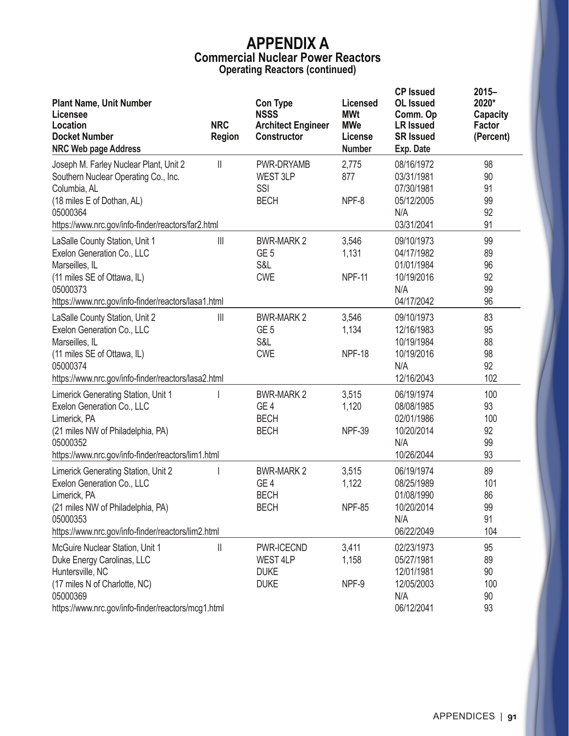# APPENDIX A

## Commercial Nuclear Power Reactors

### Operating Reactors (continued)

| Plant Name, Unit Number<br>Licensee<br>Location<br>Docket Number<br>NRC Web page Address | NRC Region | Con Type<br>NSSS<br>Architect Engineer<br>Constructor | Licensed MWt<br>MWe<br>License Number | CP Issued<br>OL Issued<br>Comm. Op<br>LR Issued<br>SR Issued<br>Exp. Date | 2015–2020* Capacity Factor (Percent) |
|---|---|---|---|---|---|
| Joseph M. Farley Nuclear Plant, Unit 2<br>Southern Nuclear Operating Co., Inc.<br>Columbia, AL<br>(18 miles E of Dothan, AL)<br>05000364<br>https://www.nrc.gov/info-finder/reactors/far2.html | II | PWR-DRYAMB<br>WEST 3LP<br>SSI<br>BECH | 2,775<br>877<br>NPF-8 | 08/16/1972<br>03/31/1981<br>07/30/1981<br>05/12/2005<br>N/A<br>03/31/2041 | 98<br>90<br>91<br>99<br>92<br>91 |
| LaSalle County Station, Unit 1<br>Exelon Generation Co., LLC<br>Marseilles, IL<br>(11 miles SE of Ottawa, IL)<br>05000373<br>https://www.nrc.gov/info-finder/reactors/lasa1.html | III | BWR-MARK 2<br>GE 5<br>S&L<br>CWE | 3,546<br>1,131<br>NPF-11 | 09/10/1973<br>04/17/1982<br>01/01/1984<br>10/19/2016<br>N/A<br>04/17/2042 | 99<br>89<br>96<br>92<br>99<br>96 |
| LaSalle County Station, Unit 2<br>Exelon Generation Co., LLC<br>Marseilles, IL<br>(11 miles SE of Ottawa, IL)<br>05000374<br>https://www.nrc.gov/info-finder/reactors/lasa2.html | III | BWR-MARK 2<br>GE 5<br>S&L<br>CWE | 3,546<br>1,134<br>NPF-18 | 09/10/1973<br>12/16/1983<br>10/19/1984<br>10/19/2016<br>N/A<br>12/16/2043 | 83<br>95<br>88<br>98<br>92<br>102 |
| Limerick Generating Station, Unit 1<br>Exelon Generation Co., LLC<br>Limerick, PA<br>(21 miles NW of Philadelphia, PA)<br>05000352<br>https://www.nrc.gov/info-finder/reactors/lim1.html | I | BWR-MARK 2<br>GE 4<br>BECH<br>BECH | 3,515<br>1,120<br>NPF-39 | 06/19/1974<br>08/08/1985<br>02/01/1986<br>10/20/2014<br>N/A<br>10/26/2044 | 100<br>93<br>100<br>92<br>99<br>93 |
| Limerick Generating Station, Unit 2<br>Exelon Generation Co., LLC<br>Limerick, PA<br>(21 miles NW of Philadelphia, PA)<br>05000353<br>https://www.nrc.gov/info-finder/reactors/lim2.html | I | BWR-MARK 2<br>GE 4<br>BECH<br>BECH | 3,515<br>1,122<br>NPF-85 | 06/19/1974<br>08/25/1989<br>01/08/1990<br>10/20/2014<br>N/A<br>06/22/2049 | 89<br>101<br>86<br>99<br>91<br>104 |
| McGuire Nuclear Station, Unit 1<br>Duke Energy Carolinas, LLC<br>Huntersville, NC<br>(17 miles N of Charlotte, NC)<br>05000369<br>https://www.nrc.gov/info-finder/reactors/mcg1.html | II | PWR-ICECND<br>WEST 4LP<br>DUKE<br>DUKE | 3,411<br>1,158<br>NPF-9 | 02/23/1973<br>05/27/1981<br>12/01/1981<br>12/05/2003<br>N/A<br>06/12/2041 | 95<br>89<br>90<br>100<br>90<br>93 |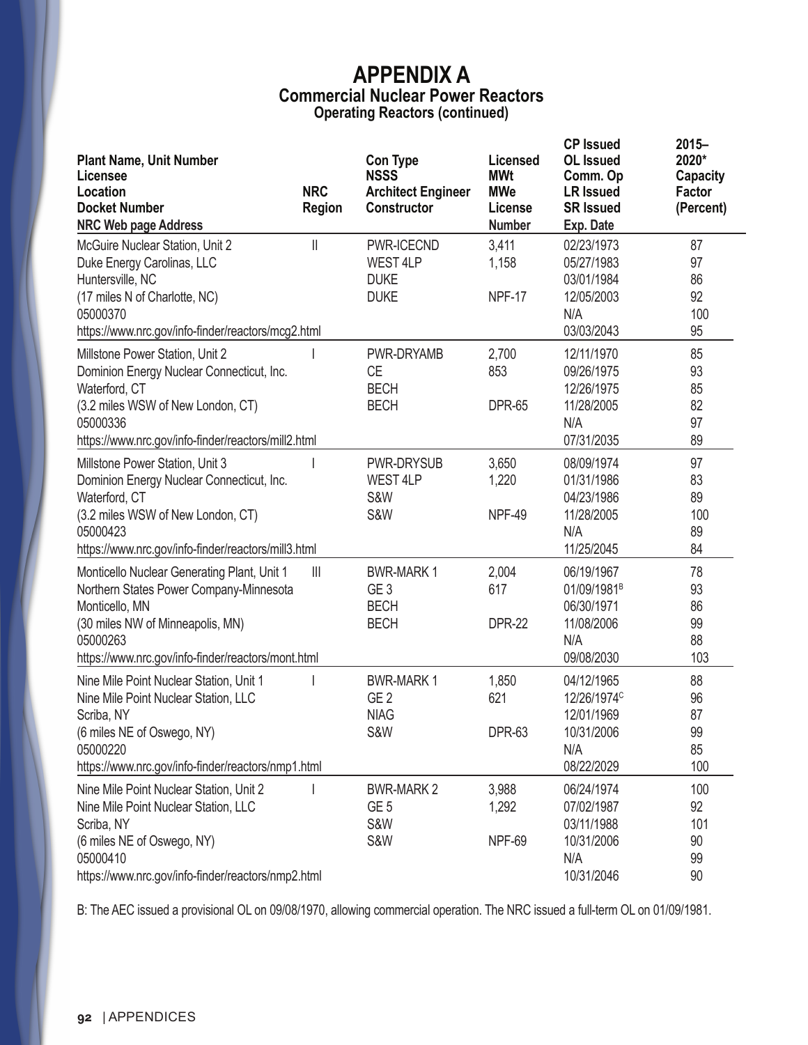# APPENDIX A

## Commercial Nuclear Power Reactors

### Operating Reactors (continued)

| Plant Name, Unit Number<br>Licensee<br>Location<br>Docket Number<br>NRC Web page Address | NRC Region | Con Type<br>NSSS<br>Architect Engineer<br>Constructor | Licensed MWt<br>MWe<br>License Number | CP Issued<br>OL Issued<br>Comm. Op<br>LR Issued<br>SR Issued<br>Exp. Date | 2015–2020* Capacity Factor (Percent) |
|---|---|---|---|---|---|
| McGuire Nuclear Station, Unit 2<br>Duke Energy Carolinas, LLC<br>Huntersville, NC<br>(17 miles N of Charlotte, NC)<br>05000370<br>https://www.nrc.gov/info-finder/reactors/mcg2.html | II | PWR-ICECND<br>WEST 4LP<br>DUKE<br>DUKE | 3,411<br>1,158<br>NPF-17 | 02/23/1973<br>05/27/1983<br>03/01/1984<br>12/05/2003<br>N/A<br>03/03/2043 | 87<br>97<br>86<br>92<br>100<br>95 |
| Millstone Power Station, Unit 2<br>Dominion Energy Nuclear Connecticut, Inc.<br>Waterford, CT<br>(3.2 miles WSW of New London, CT)<br>05000336<br>https://www.nrc.gov/info-finder/reactors/mill2.html | I | PWR-DRYAMB<br>CE<br>BECH<br>BECH | 2,700<br>853<br>DPR-65 | 12/11/1970<br>09/26/1975<br>12/26/1975<br>11/28/2005<br>N/A<br>07/31/2035 | 85<br>93<br>85<br>82<br>97<br>89 |
| Millstone Power Station, Unit 3<br>Dominion Energy Nuclear Connecticut, Inc.<br>Waterford, CT<br>(3.2 miles WSW of New London, CT)<br>05000423<br>https://www.nrc.gov/info-finder/reactors/mill3.html | I | PWR-DRYSUB<br>WEST 4LP<br>S&W<br>S&W | 3,650<br>1,220<br>NPF-49 | 08/09/1974<br>01/31/1986<br>04/23/1986<br>11/28/2005<br>N/A<br>11/25/2045 | 97<br>83<br>89<br>100<br>89<br>84 |
| Monticello Nuclear Generating Plant, Unit 1<br>Northern States Power Company-Minnesota<br>Monticello, MN<br>(30 miles NW of Minneapolis, MN)<br>05000263<br>https://www.nrc.gov/info-finder/reactors/mont.html | III | BWR-MARK 1<br>GE 3<br>BECH<br>BECH | 2,004<br>617<br>DPR-22 | 06/19/1967<br>01/09/1981[B]<br>06/30/1971<br>11/08/2006<br>N/A<br>09/08/2030 | 78<br>93<br>86<br>99<br>88<br>103 |
| Nine Mile Point Nuclear Station, Unit 1<br>Nine Mile Point Nuclear Station, LLC<br>Scriba, NY<br>(6 miles NE of Oswego, NY)<br>05000220<br>https://www.nrc.gov/info-finder/reactors/nmp1.html | I | BWR-MARK 1<br>GE 2<br>NIAG<br>S&W | 1,850<br>621<br>DPR-63 | 04/12/1965<br>12/26/1974[C]<br>12/01/1969<br>10/31/2006<br>N/A<br>08/22/2029 | 88<br>96<br>87<br>99<br>85<br>100 |
| Nine Mile Point Nuclear Station, Unit 2<br>Nine Mile Point Nuclear Station, LLC<br>Scriba, NY<br>(6 miles NE of Oswego, NY)<br>05000410<br>https://www.nrc.gov/info-finder/reactors/nmp2.html | I | BWR-MARK 2<br>GE 5<br>S&W<br>S&W | 3,988<br>1,292<br>NPF-69 | 06/24/1974<br>07/02/1987<br>03/11/1988<br>10/31/2006<br>N/A<br>10/31/2046 | 100<br>92<br>101<br>90<br>99<br>90 |

B: The AEC issued a provisional OL on 09/08/1970, allowing commercial operation. The NRC issued a full-term OL on 01/09/1981.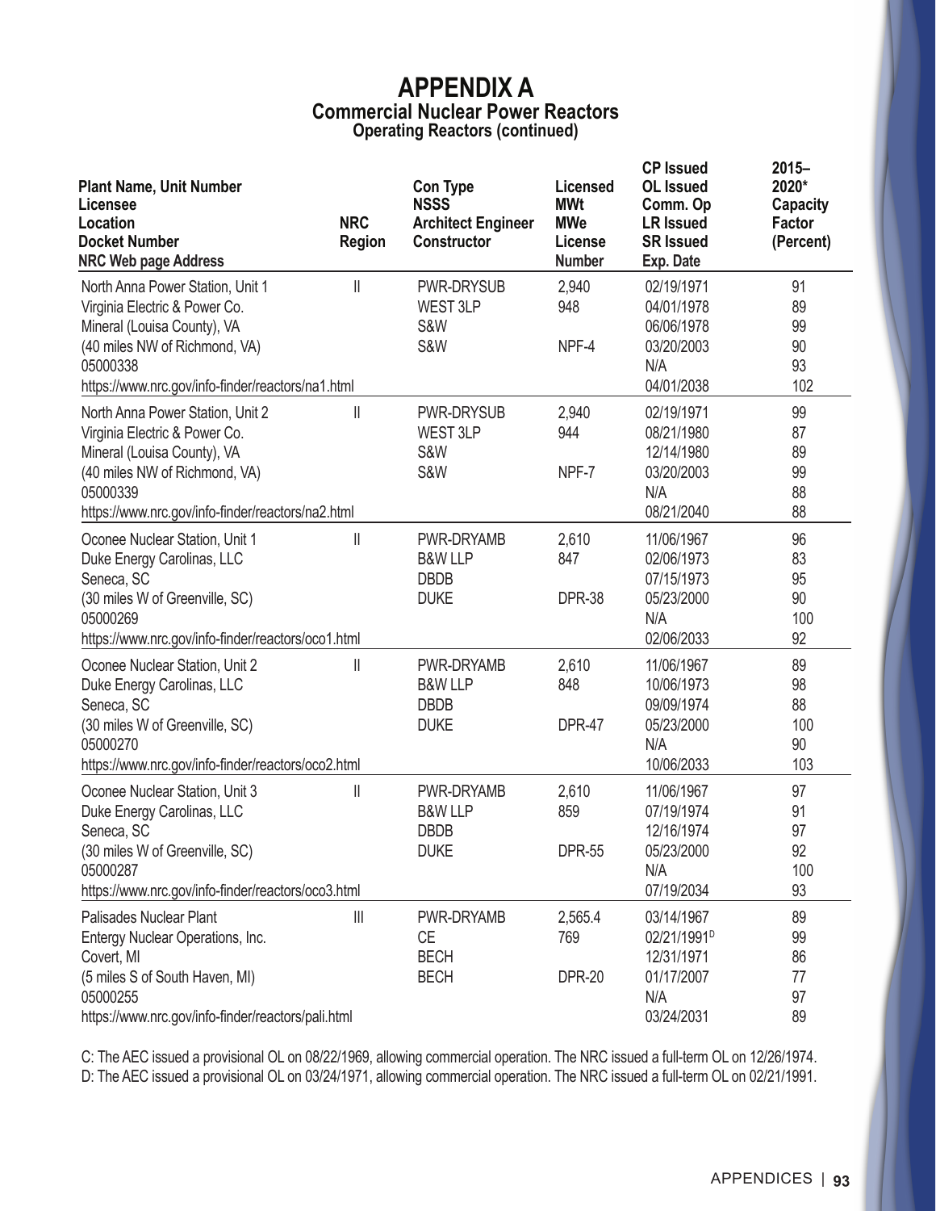# APPENDIX A

## Commercial Nuclear Power Reactors

### Operating Reactors (continued)

| Plant Name, Unit Number<br>Licensee<br>Location<br>Docket Number<br>NRC Web page Address | NRC Region | Con Type<br>NSSS<br>Architect Engineer<br>Constructor | Licensed MWt<br>MWe<br>License Number | CP Issued<br>OL Issued<br>Comm. Op<br>LR Issued<br>SR Issued<br>Exp. Date | 2015–2020* Capacity Factor (Percent) |
|---|---|---|---|---|---|
| North Anna Power Station, Unit 1<br>Virginia Electric & Power Co.<br>Mineral (Louisa County), VA<br>(40 miles NW of Richmond, VA)<br>05000338<br>https://www.nrc.gov/info-finder/reactors/na1.html | II | PWR-DRYSUB<br>WEST 3LP<br>S&W<br>S&W | 2,940<br>948<br>NPF-4 | 02/19/1971<br>04/01/1978<br>06/06/1978<br>03/20/2003<br>N/A<br>04/01/2038 | 91<br>89<br>99<br>90<br>93<br>102 |
| North Anna Power Station, Unit 2<br>Virginia Electric & Power Co.<br>Mineral (Louisa County), VA<br>(40 miles NW of Richmond, VA)<br>05000339<br>https://www.nrc.gov/info-finder/reactors/na2.html | II | PWR-DRYSUB<br>WEST 3LP<br>S&W<br>S&W | 2,940<br>944<br>NPF-7 | 02/19/1971<br>08/21/1980<br>12/14/1980<br>03/20/2003<br>N/A<br>08/21/2040 | 99<br>87<br>89<br>99<br>88<br>88 |
| Oconee Nuclear Station, Unit 1<br>Duke Energy Carolinas, LLC<br>Seneca, SC<br>(30 miles W of Greenville, SC)<br>05000269<br>https://www.nrc.gov/info-finder/reactors/oco1.html | II | PWR-DRYAMB<br>B&W LLP<br>DBDB<br>DUKE | 2,610<br>847<br>DPR-38 | 11/06/1967<br>02/06/1973<br>07/15/1973<br>05/23/2000<br>N/A<br>02/06/2033 | 96<br>83<br>95<br>90<br>100<br>92 |
| Oconee Nuclear Station, Unit 2<br>Duke Energy Carolinas, LLC<br>Seneca, SC<br>(30 miles W of Greenville, SC)<br>05000270<br>https://www.nrc.gov/info-finder/reactors/oco2.html | II | PWR-DRYAMB<br>B&W LLP<br>DBDB<br>DUKE | 2,610<br>848<br>DPR-47 | 11/06/1967<br>10/06/1973<br>09/09/1974<br>05/23/2000<br>N/A<br>10/06/2033 | 89<br>98<br>88<br>100<br>90<br>103 |
| Oconee Nuclear Station, Unit 3<br>Duke Energy Carolinas, LLC<br>Seneca, SC<br>(30 miles W of Greenville, SC)<br>05000287<br>https://www.nrc.gov/info-finder/reactors/oco3.html | II | PWR-DRYAMB<br>B&W LLP<br>DBDB<br>DUKE | 2,610<br>859<br>DPR-55 | 11/06/1967<br>07/19/1974<br>12/16/1974<br>05/23/2000<br>N/A<br>07/19/2034 | 97<br>91<br>97<br>92<br>100<br>93 |
| Palisades Nuclear Plant<br>Entergy Nuclear Operations, Inc.<br>Covert, MI<br>(5 miles S of South Haven, MI)<br>05000255<br>https://www.nrc.gov/info-finder/reactors/pali.html | III | PWR-DRYAMB<br>CE<br>BECH<br>BECH | 2,565.4<br>769<br>DPR-20 | 03/14/1967<br>02/21/1991[D]<br>12/31/1971<br>01/17/2007<br>N/A<br>03/24/2031 | 89<br>99<br>86<br>77<br>97<br>89 |

C: The AEC issued a provisional OL on 08/22/1969, allowing commercial operation. The NRC issued a full-term OL on 12/26/1974.
D: The AEC issued a provisional OL on 03/24/1971, allowing commercial operation. The NRC issued a full-term OL on 02/21/1991.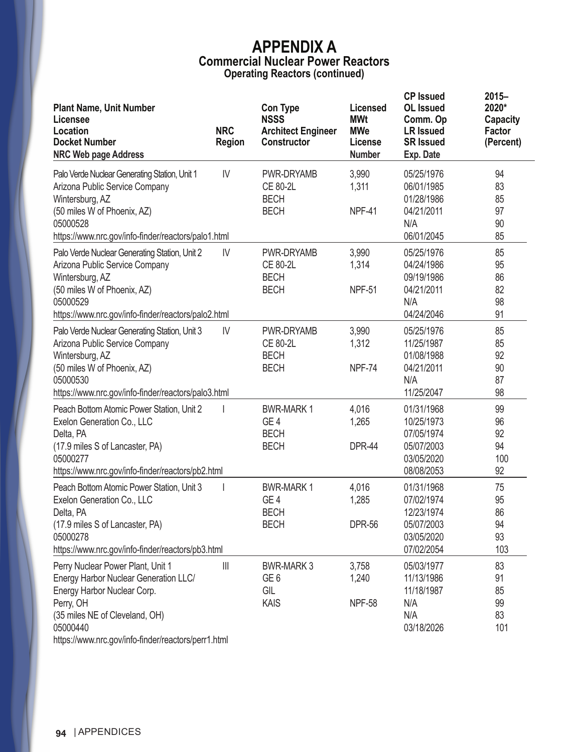# APPENDIX A
## Commercial Nuclear Power Reactors
### Operating Reactors (continued)

| Plant Name, Unit Number<br>Licensee<br>Location<br>Docket Number<br>NRC Web page Address | NRC Region | Con Type<br>NSSS<br>Architect Engineer<br>Constructor | Licensed MWt<br>MWe<br>License Number | CP Issued<br>OL Issued<br>Comm. Op<br>LR Issued<br>SR Issued<br>Exp. Date | 2015–2020* Capacity Factor (Percent) |
|---|---|---|---|---|---|
| Palo Verde Nuclear Generating Station, Unit 1<br>Arizona Public Service Company<br>Wintersburg, AZ<br>(50 miles W of Phoenix, AZ)<br>05000528<br>https://www.nrc.gov/info-finder/reactors/palo1.html | IV | PWR-DRYAMB<br>CE 80-2L<br>BECH<br>BECH | 3,990<br>1,311<br><br>NPF-41 | 05/25/1976<br>06/01/1985<br>01/28/1986<br>04/21/2011<br>N/A<br>06/01/2045 | 94<br>83<br>85<br>97<br>90<br>85 |
| Palo Verde Nuclear Generating Station, Unit 2<br>Arizona Public Service Company<br>Wintersburg, AZ<br>(50 miles W of Phoenix, AZ)<br>05000529<br>https://www.nrc.gov/info-finder/reactors/palo2.html | IV | PWR-DRYAMB<br>CE 80-2L<br>BECH<br>BECH | 3,990<br>1,314<br><br>NPF-51 | 05/25/1976<br>04/24/1986<br>09/19/1986<br>04/21/2011<br>N/A<br>04/24/2046 | 85<br>95<br>86<br>82<br>98<br>91 |
| Palo Verde Nuclear Generating Station, Unit 3<br>Arizona Public Service Company<br>Wintersburg, AZ<br>(50 miles W of Phoenix, AZ)<br>05000530<br>https://www.nrc.gov/info-finder/reactors/palo3.html | IV | PWR-DRYAMB<br>CE 80-2L<br>BECH<br>BECH | 3,990<br>1,312<br><br>NPF-74 | 05/25/1976<br>11/25/1987<br>01/08/1988<br>04/21/2011<br>N/A<br>11/25/2047 | 85<br>85<br>92<br>90<br>87<br>98 |
| Peach Bottom Atomic Power Station, Unit 2<br>Exelon Generation Co., LLC<br>Delta, PA<br>(17.9 miles S of Lancaster, PA)<br>05000277<br>https://www.nrc.gov/info-finder/reactors/pb2.html | I | BWR-MARK 1<br>GE 4<br>BECH<br>BECH | 4,016<br>1,265<br><br>DPR-44 | 01/31/1968<br>10/25/1973<br>07/05/1974<br>05/07/2003<br>03/05/2020<br>08/08/2053 | 99<br>96<br>92<br>94<br>100<br>92 |
| Peach Bottom Atomic Power Station, Unit 3<br>Exelon Generation Co., LLC<br>Delta, PA<br>(17.9 miles S of Lancaster, PA)<br>05000278<br>https://www.nrc.gov/info-finder/reactors/pb3.html | I | BWR-MARK 1<br>GE 4<br>BECH<br>BECH | 4,016<br>1,285<br><br>DPR-56 | 01/31/1968<br>07/02/1974<br>12/23/1974<br>05/07/2003<br>03/05/2020<br>07/02/2054 | 75<br>95<br>86<br>94<br>93<br>103 |
| Perry Nuclear Power Plant, Unit 1<br>Energy Harbor Nuclear Generation LLC/<br>Energy Harbor Nuclear Corp.<br>Perry, OH<br>(35 miles NE of Cleveland, OH)<br>05000440<br>https://www.nrc.gov/info-finder/reactors/perr1.html | III | BWR-MARK 3<br>GE 6<br>GIL<br>KAIS | 3,758<br>1,240<br><br>NPF-58 | 05/03/1977<br>11/13/1986<br>11/18/1987<br>N/A<br>N/A<br>03/18/2026 | 83<br>91<br>85<br>99<br>83<br>101 |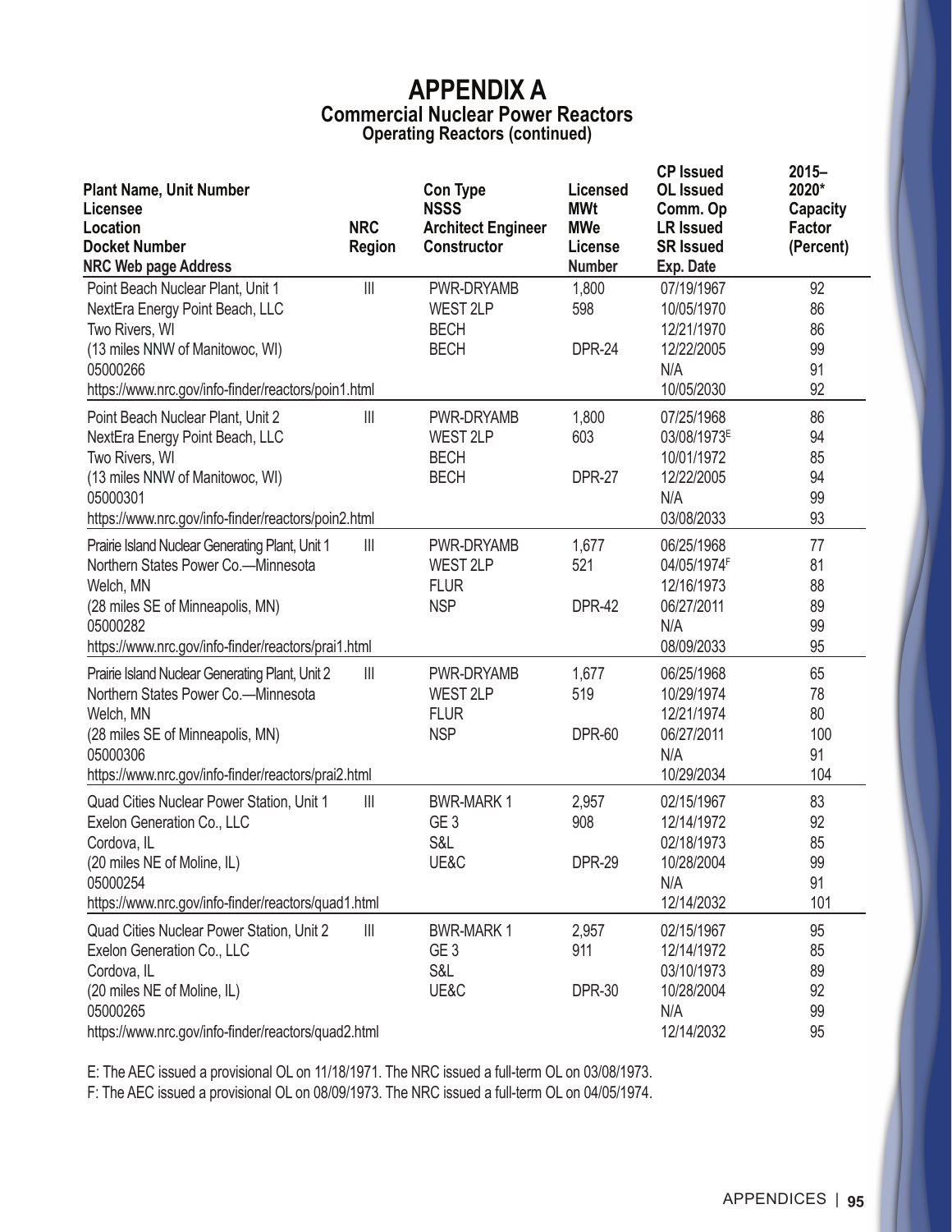# APPENDIX A

## Commercial Nuclear Power Reactors

### Operating Reactors (continued)

| Plant Name, Unit Number<br>Licensee<br>Location<br>Docket Number<br>NRC Web page Address | NRC Region | Con Type<br>NSSS<br>Architect Engineer<br>Constructor | Licensed MWt<br>MWe<br>License Number | CP Issued<br>OL Issued<br>Comm. Op<br>LR Issued<br>SR Issued<br>Exp. Date | 2015–2020* Capacity Factor (Percent) |
|---|---|---|---|---|---|
| Point Beach Nuclear Plant, Unit 1<br>NextEra Energy Point Beach, LLC<br>Two Rivers, WI<br>(13 miles NNW of Manitowoc, WI)<br>05000266<br>https://www.nrc.gov/info-finder/reactors/poin1.html | III | PWR-DRYAMB<br>WEST 2LP<br>BECH<br>BECH | 1,800<br>598<br><br>DPR-24 | 07/19/1967<br>10/05/1970<br>12/21/1970<br>12/22/2005<br>N/A<br>10/05/2030 | 92<br>86<br>86<br>99<br>91<br>92 |
| Point Beach Nuclear Plant, Unit 2<br>NextEra Energy Point Beach, LLC<br>Two Rivers, WI<br>(13 miles NNW of Manitowoc, WI)<br>05000301<br>https://www.nrc.gov/info-finder/reactors/poin2.html | III | PWR-DRYAMB<br>WEST 2LP<br>BECH<br>BECH | 1,800<br>603<br><br>DPR-27 | 07/25/1968<br>03/08/1973[E]<br>10/01/1972<br>12/22/2005<br>N/A<br>03/08/2033 | 86<br>94<br>85<br>94<br>99<br>93 |
| Prairie Island Nuclear Generating Plant, Unit 1<br>Northern States Power Co.—Minnesota<br>Welch, MN<br>(28 miles SE of Minneapolis, MN)<br>05000282<br>https://www.nrc.gov/info-finder/reactors/prai1.html | III | PWR-DRYAMB<br>WEST 2LP<br>FLUR<br>NSP | 1,677<br>521<br><br>DPR-42 | 06/25/1968<br>04/05/1974[F]<br>12/16/1973<br>06/27/2011<br>N/A<br>08/09/2033 | 77<br>81<br>88<br>89<br>99<br>95 |
| Prairie Island Nuclear Generating Plant, Unit 2<br>Northern States Power Co.—Minnesota<br>Welch, MN<br>(28 miles SE of Minneapolis, MN)<br>05000306<br>https://www.nrc.gov/info-finder/reactors/prai2.html | III | PWR-DRYAMB<br>WEST 2LP<br>FLUR<br>NSP | 1,677<br>519<br><br>DPR-60 | 06/25/1968<br>10/29/1974<br>12/21/1974<br>06/27/2011<br>N/A<br>10/29/2034 | 65<br>78<br>80<br>100<br>91<br>104 |
| Quad Cities Nuclear Power Station, Unit 1<br>Exelon Generation Co., LLC<br>Cordova, IL<br>(20 miles NE of Moline, IL)<br>05000254<br>https://www.nrc.gov/info-finder/reactors/quad1.html | III | BWR-MARK 1<br>GE 3<br>S&L<br>UE&C | 2,957<br>908<br><br>DPR-29 | 02/15/1967<br>12/14/1972<br>02/18/1973<br>10/28/2004<br>N/A<br>12/14/2032 | 83<br>92<br>85<br>99<br>91<br>101 |
| Quad Cities Nuclear Power Station, Unit 2<br>Exelon Generation Co., LLC<br>Cordova, IL<br>(20 miles NE of Moline, IL)<br>05000265<br>https://www.nrc.gov/info-finder/reactors/quad2.html | III | BWR-MARK 1<br>GE 3<br>S&L<br>UE&C | 2,957<br>911<br><br>DPR-30 | 02/15/1967<br>12/14/1972<br>03/10/1973<br>10/28/2004<br>N/A<br>12/14/2032 | 95<br>85<br>89<br>92<br>99<br>95 |

E: The AEC issued a provisional OL on 11/18/1971. The NRC issued a full-term OL on 03/08/1973.

F: The AEC issued a provisional OL on 08/09/1973. The NRC issued a full-term OL on 04/05/1974.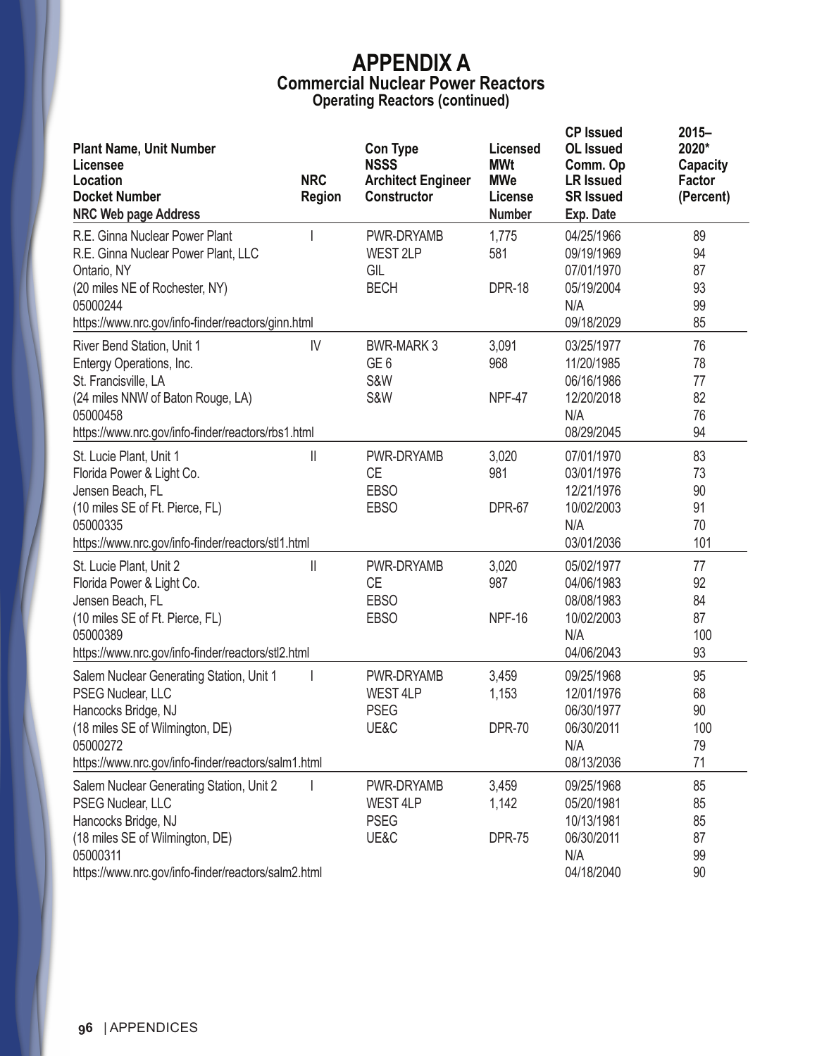# APPENDIX A

## Commercial Nuclear Power Reactors

### Operating Reactors (continued)

| Plant Name, Unit Number<br>Licensee<br>Location<br>Docket Number<br>NRC Web page Address | NRC Region | Con Type<br>NSSS<br>Architect Engineer<br>Constructor | Licensed MWt<br>MWe<br>License Number | CP Issued<br>OL Issued<br>Comm. Op<br>LR Issued<br>SR Issued<br>Exp. Date | 2015–2020* Capacity Factor (Percent) |
|---|---|---|---|---|---|
| R.E. Ginna Nuclear Power Plant<br>R.E. Ginna Nuclear Power Plant, LLC<br>Ontario, NY<br>(20 miles NE of Rochester, NY)<br>05000244<br>https://www.nrc.gov/info-finder/reactors/ginn.html | I | PWR-DRYAMB<br>WEST 2LP<br>GIL<br>BECH | 1,775<br>581<br><br>DPR-18 | 04/25/1966<br>09/19/1969<br>07/01/1970<br>05/19/2004<br>N/A<br>09/18/2029 | 89<br>94<br>87<br>93<br>99<br>85 |
| River Bend Station, Unit 1<br>Entergy Operations, Inc.<br>St. Francisville, LA<br>(24 miles NNW of Baton Rouge, LA)<br>05000458<br>https://www.nrc.gov/info-finder/reactors/rbs1.html | IV | BWR-MARK 3<br>GE 6<br>S&W<br>S&W | 3,091<br>968<br><br>NPF-47 | 03/25/1977<br>11/20/1985<br>06/16/1986<br>12/20/2018<br>N/A<br>08/29/2045 | 76<br>78<br>77<br>82<br>76<br>94 |
| St. Lucie Plant, Unit 1<br>Florida Power & Light Co.<br>Jensen Beach, FL<br>(10 miles SE of Ft. Pierce, FL)<br>05000335<br>https://www.nrc.gov/info-finder/reactors/stl1.html | II | PWR-DRYAMB<br>CE<br>EBSO<br>EBSO | 3,020<br>981<br><br>DPR-67 | 07/01/1970<br>03/01/1976<br>12/21/1976<br>10/02/2003<br>N/A<br>03/01/2036 | 83<br>73<br>90<br>91<br>70<br>101 |
| St. Lucie Plant, Unit 2<br>Florida Power & Light Co.<br>Jensen Beach, FL<br>(10 miles SE of Ft. Pierce, FL)<br>05000389<br>https://www.nrc.gov/info-finder/reactors/stl2.html | II | PWR-DRYAMB<br>CE<br>EBSO<br>EBSO | 3,020<br>987<br><br>NPF-16 | 05/02/1977<br>04/06/1983<br>08/08/1983<br>10/02/2003<br>N/A<br>04/06/2043 | 77<br>92<br>84<br>87<br>100<br>93 |
| Salem Nuclear Generating Station, Unit 1<br>PSEG Nuclear, LLC<br>Hancocks Bridge, NJ<br>(18 miles SE of Wilmington, DE)<br>05000272<br>https://www.nrc.gov/info-finder/reactors/salm1.html | I | PWR-DRYAMB<br>WEST 4LP<br>PSEG<br>UE&C | 3,459<br>1,153<br><br>DPR-70 | 09/25/1968<br>12/01/1976<br>06/30/1977<br>06/30/2011<br>N/A<br>08/13/2036 | 95<br>68<br>90<br>100<br>79<br>71 |
| Salem Nuclear Generating Station, Unit 2<br>PSEG Nuclear, LLC<br>Hancocks Bridge, NJ<br>(18 miles SE of Wilmington, DE)<br>05000311<br>https://www.nrc.gov/info-finder/reactors/salm2.html | I | PWR-DRYAMB<br>WEST 4LP<br>PSEG<br>UE&C | 3,459<br>1,142<br><br>DPR-75 | 09/25/1968<br>05/20/1981<br>10/13/1981<br>06/30/2011<br>N/A<br>04/18/2040 | 85<br>85<br>85<br>87<br>99<br>90 |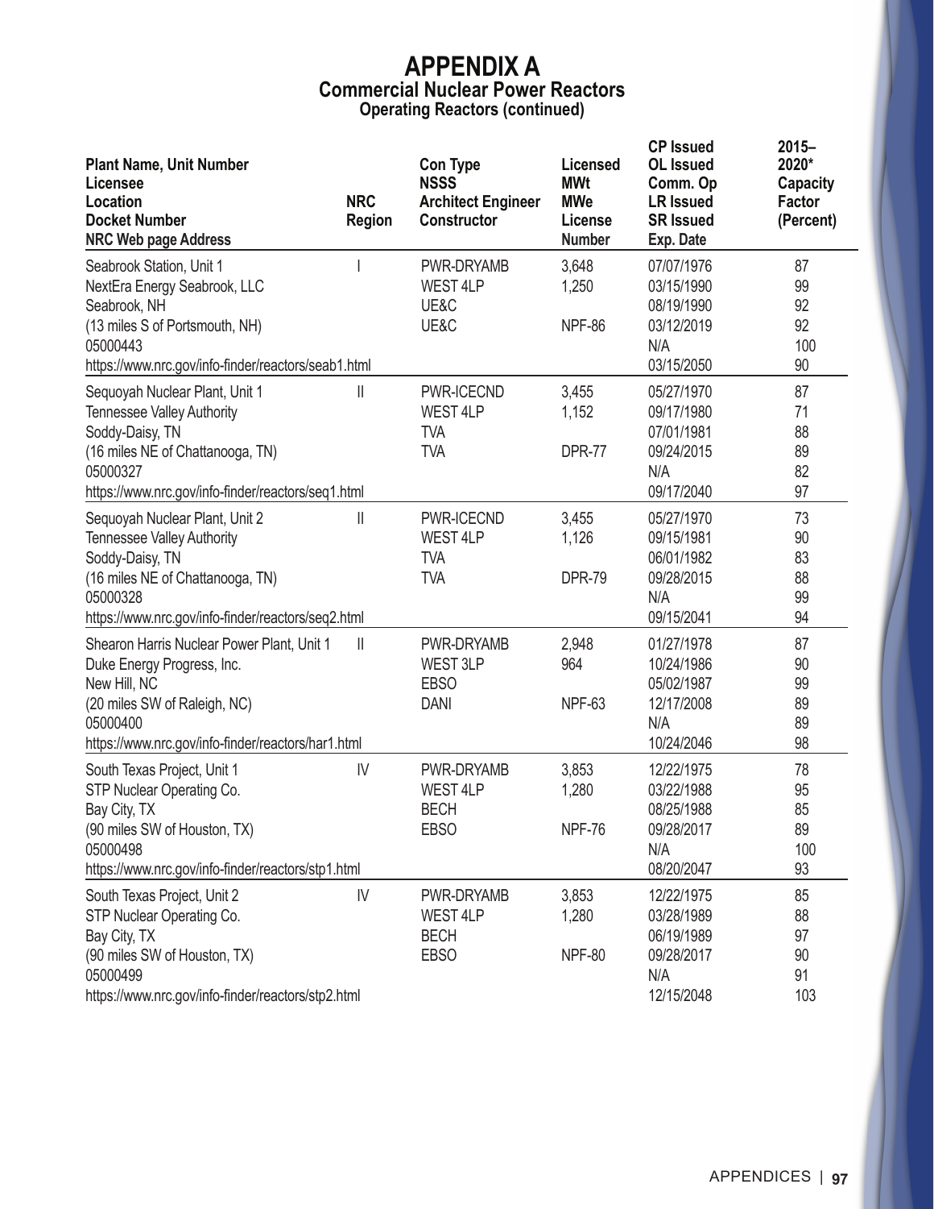# APPENDIX A
## Commercial Nuclear Power Reactors
### Operating Reactors (continued)

| Plant Name, Unit Number<br>Licensee<br>Location<br>Docket Number<br>NRC Web page Address | NRC Region | Con Type<br>NSSS<br>Architect Engineer<br>Constructor | Licensed MWt<br>MWe<br>License Number | CP Issued<br>OL Issued<br>Comm. Op<br>LR Issued<br>SR Issued<br>Exp. Date | 2015–2020* Capacity Factor (Percent) |
|---|---|---|---|---|---|
| Seabrook Station, Unit 1<br>NextEra Energy Seabrook, LLC<br>Seabrook, NH<br>(13 miles S of Portsmouth, NH)<br>05000443<br>https://www.nrc.gov/info-finder/reactors/seab1.html | I | PWR-DRYAMB<br>WEST 4LP<br>UE&C<br>UE&C | 3,648<br>1,250<br>NPF-86 | 07/07/1976<br>03/15/1990<br>08/19/1990<br>03/12/2019<br>N/A<br>03/15/2050 | 87<br>99<br>92<br>92<br>100<br>90 |
| Sequoyah Nuclear Plant, Unit 1<br>Tennessee Valley Authority<br>Soddy-Daisy, TN<br>(16 miles NE of Chattanooga, TN)<br>05000327<br>https://www.nrc.gov/info-finder/reactors/seq1.html | II | PWR-ICECND<br>WEST 4LP<br>TVA<br>TVA | 3,455<br>1,152<br>DPR-77 | 05/27/1970<br>09/17/1980<br>07/01/1981<br>09/24/2015<br>N/A<br>09/17/2040 | 87<br>71<br>88<br>89<br>82<br>97 |
| Sequoyah Nuclear Plant, Unit 2<br>Tennessee Valley Authority<br>Soddy-Daisy, TN<br>(16 miles NE of Chattanooga, TN)<br>05000328<br>https://www.nrc.gov/info-finder/reactors/seq2.html | II | PWR-ICECND<br>WEST 4LP<br>TVA<br>TVA | 3,455<br>1,126<br>DPR-79 | 05/27/1970<br>09/15/1981<br>06/01/1982<br>09/28/2015<br>N/A<br>09/15/2041 | 73<br>90<br>83<br>88<br>99<br>94 |
| Shearon Harris Nuclear Power Plant, Unit 1<br>Duke Energy Progress, Inc.<br>New Hill, NC<br>(20 miles SW of Raleigh, NC)<br>05000400<br>https://www.nrc.gov/info-finder/reactors/har1.html | II | PWR-DRYAMB<br>WEST 3LP<br>EBSO<br>DANI | 2,948<br>964<br>NPF-63 | 01/27/1978<br>10/24/1986<br>05/02/1987<br>12/17/2008<br>N/A<br>10/24/2046 | 87<br>90<br>99<br>89<br>89<br>98 |
| South Texas Project, Unit 1<br>STP Nuclear Operating Co.<br>Bay City, TX<br>(90 miles SW of Houston, TX)<br>05000498<br>https://www.nrc.gov/info-finder/reactors/stp1.html | IV | PWR-DRYAMB<br>WEST 4LP<br>BECH<br>EBSO | 3,853<br>1,280<br>NPF-76 | 12/22/1975<br>03/22/1988<br>08/25/1988<br>09/28/2017<br>N/A<br>08/20/2047 | 78<br>95<br>85<br>89<br>100<br>93 |
| South Texas Project, Unit 2<br>STP Nuclear Operating Co.<br>Bay City, TX<br>(90 miles SW of Houston, TX)<br>05000499<br>https://www.nrc.gov/info-finder/reactors/stp2.html | IV | PWR-DRYAMB<br>WEST 4LP<br>BECH<br>EBSO | 3,853<br>1,280<br>NPF-80 | 12/22/1975<br>03/28/1989<br>06/19/1989<br>09/28/2017<br>N/A<br>12/15/2048 | 85<br>88<br>97<br>90<br>91<br>103 |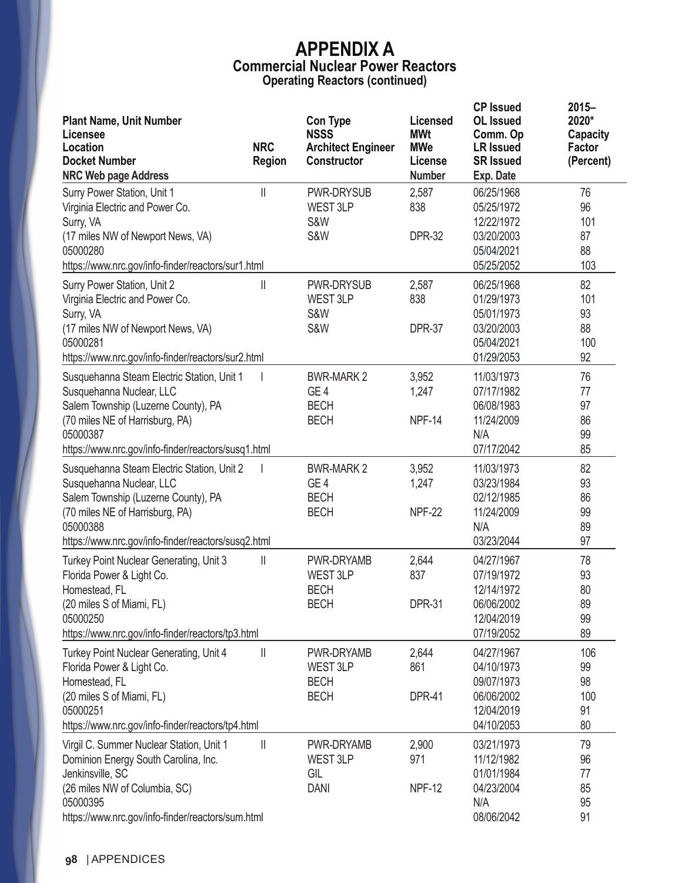# APPENDIX A

## Commercial Nuclear Power Reactors

### Operating Reactors (continued)

| Plant Name, Unit Number<br>Licensee<br>Location<br>Docket Number<br>NRC Web page Address | NRC Region | Con Type<br>NSSS<br>Architect Engineer<br>Constructor | Licensed MWt<br>MWe<br>License Number | CP Issued<br>OL Issued<br>Comm. Op<br>LR Issued<br>SR Issued<br>Exp. Date | 2015–2020* Capacity Factor (Percent) |
|---|---|---|---|---|---|
| Surry Power Station, Unit 1<br>Virginia Electric and Power Co.<br>Surry, VA<br>(17 miles NW of Newport News, VA)<br>05000280<br>https://www.nrc.gov/info-finder/reactors/sur1.html | II | PWR-DRYSUB<br>WEST 3LP<br>S&W<br>S&W | 2,587<br>838<br>DPR-32 | 06/25/1968<br>05/25/1972<br>12/22/1972<br>03/20/2003<br>05/04/2021<br>05/25/2052 | 76<br>96<br>101<br>87<br>88<br>103 |
| Surry Power Station, Unit 2<br>Virginia Electric and Power Co.<br>Surry, VA<br>(17 miles NW of Newport News, VA)<br>05000281<br>https://www.nrc.gov/info-finder/reactors/sur2.html | II | PWR-DRYSUB<br>WEST 3LP<br>S&W<br>S&W | 2,587<br>838<br>DPR-37 | 06/25/1968<br>01/29/1973<br>05/01/1973<br>03/20/2003<br>05/04/2021<br>01/29/2053 | 82<br>101<br>93<br>88<br>100<br>92 |
| Susquehanna Steam Electric Station, Unit 1<br>Susquehanna Nuclear, LLC<br>Salem Township (Luzerne County), PA<br>(70 miles NE of Harrisburg, PA)<br>05000387<br>https://www.nrc.gov/info-finder/reactors/susq1.html | I | BWR-MARK 2<br>GE 4<br>BECH<br>BECH | 3,952<br>1,247<br>NPF-14 | 11/03/1973<br>07/17/1982<br>06/08/1983<br>11/24/2009<br>N/A<br>07/17/2042 | 76<br>77<br>97<br>86<br>99<br>85 |
| Susquehanna Steam Electric Station, Unit 2<br>Susquehanna Nuclear, LLC<br>Salem Township (Luzerne County), PA<br>(70 miles NE of Harrisburg, PA)<br>05000388<br>https://www.nrc.gov/info-finder/reactors/susq2.html | I | BWR-MARK 2<br>GE 4<br>BECH<br>BECH | 3,952<br>1,247<br>NPF-22 | 11/03/1973<br>03/23/1984<br>02/12/1985<br>11/24/2009<br>N/A<br>03/23/2044 | 82<br>93<br>86<br>99<br>89<br>97 |
| Turkey Point Nuclear Generating, Unit 3<br>Florida Power & Light Co.<br>Homestead, FL<br>(20 miles S of Miami, FL)<br>05000250<br>https://www.nrc.gov/info-finder/reactors/tp3.html | II | PWR-DRYAMB<br>WEST 3LP<br>BECH<br>BECH | 2,644<br>837<br>DPR-31 | 04/27/1967<br>07/19/1972<br>12/14/1972<br>06/06/2002<br>12/04/2019<br>07/19/2052 | 78<br>93<br>80<br>89<br>99<br>89 |
| Turkey Point Nuclear Generating, Unit 4<br>Florida Power & Light Co.<br>Homestead, FL<br>(20 miles S of Miami, FL)<br>05000251<br>https://www.nrc.gov/info-finder/reactors/tp4.html | II | PWR-DRYAMB<br>WEST 3LP<br>BECH<br>BECH | 2,644<br>861<br>DPR-41 | 04/27/1967<br>04/10/1973<br>09/07/1973<br>06/06/2002<br>12/04/2019<br>04/10/2053 | 106<br>99<br>98<br>100<br>91<br>80 |
| Virgil C. Summer Nuclear Station, Unit 1<br>Dominion Energy South Carolina, Inc.<br>Jenkinsville, SC<br>(26 miles NW of Columbia, SC)<br>05000395<br>https://www.nrc.gov/info-finder/reactors/sum.html | II | PWR-DRYAMB<br>WEST 3LP<br>GIL<br>DANI | 2,900<br>971<br>NPF-12 | 03/21/1973<br>11/12/1982<br>01/01/1984<br>04/23/2004<br>N/A<br>08/06/2042 | 79<br>96<br>77<br>85<br>95<br>91 |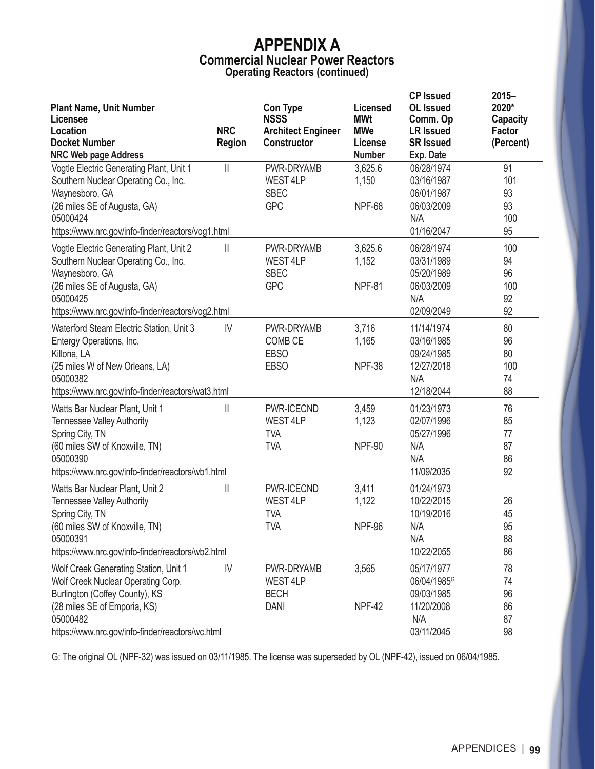# APPENDIX A

## Commercial Nuclear Power Reactors

### Operating Reactors (continued)

| Plant Name, Unit Number<br>Licensee<br>Location<br>Docket Number<br>NRC Web page Address | NRC Region | Con Type<br>NSSS<br>Architect Engineer<br>Constructor | Licensed<br>MWt<br>MWe<br>License Number | CP Issued<br>OL Issued<br>Comm. Op<br>LR Issued<br>SR Issued<br>Exp. Date | 2015–2020* Capacity Factor (Percent) |
|---|---|---|---|---|---|
| Vogtle Electric Generating Plant, Unit 1<br>Southern Nuclear Operating Co., Inc.<br>Waynesboro, GA<br>(26 miles SE of Augusta, GA)<br>05000424<br>https://www.nrc.gov/info-finder/reactors/vog1.html | II | PWR-DRYAMB<br>WEST 4LP<br>SBEC<br>GPC | 3,625.6<br>1,150<br>NPF-68 | 06/28/1974<br>03/16/1987<br>06/01/1987<br>06/03/2009<br>N/A<br>01/16/2047 | 91<br>101<br>93<br>93<br>100<br>95 |
| Vogtle Electric Generating Plant, Unit 2<br>Southern Nuclear Operating Co., Inc.<br>Waynesboro, GA<br>(26 miles SE of Augusta, GA)<br>05000425<br>https://www.nrc.gov/info-finder/reactors/vog2.html | II | PWR-DRYAMB<br>WEST 4LP<br>SBEC<br>GPC | 3,625.6<br>1,152<br>NPF-81 | 06/28/1974<br>03/31/1989<br>05/20/1989<br>06/03/2009<br>N/A<br>02/09/2049 | 100<br>94<br>96<br>100<br>92<br>92 |
| Waterford Steam Electric Station, Unit 3<br>Entergy Operations, Inc.<br>Killona, LA<br>(25 miles W of New Orleans, LA)<br>05000382<br>https://www.nrc.gov/info-finder/reactors/wat3.html | IV | PWR-DRYAMB<br>COMB CE<br>EBSO<br>EBSO | 3,716<br>1,165<br>NPF-38 | 11/14/1974<br>03/16/1985<br>09/24/1985<br>12/27/2018<br>N/A<br>12/18/2044 | 80<br>96<br>80<br>100<br>74<br>88 |
| Watts Bar Nuclear Plant, Unit 1<br>Tennessee Valley Authority<br>Spring City, TN<br>(60 miles SW of Knoxville, TN)<br>05000390<br>https://www.nrc.gov/info-finder/reactors/wb1.html | II | PWR-ICECND<br>WEST 4LP<br>TVA<br>TVA | 3,459<br>1,123<br>NPF-90 | 01/23/1973<br>02/07/1996<br>05/27/1996<br>N/A<br>N/A<br>11/09/2035 | 76<br>85<br>77<br>87<br>86<br>92 |
| Watts Bar Nuclear Plant, Unit 2<br>Tennessee Valley Authority<br>Spring City, TN<br>(60 miles SW of Knoxville, TN)<br>05000391<br>https://www.nrc.gov/info-finder/reactors/wb2.html | II | PWR-ICECND<br>WEST 4LP<br>TVA<br>TVA | 3,411<br>1,122<br>NPF-96 | 01/24/1973<br>10/22/2015<br>10/19/2016<br>N/A<br>N/A<br>10/22/2055 | <br>26<br>45<br>95<br>88<br>86 |
| Wolf Creek Generating Station, Unit 1<br>Wolf Creek Nuclear Operating Corp.<br>Burlington (Coffey County), KS<br>(28 miles SE of Emporia, KS)<br>05000482<br>https://www.nrc.gov/info-finder/reactors/wc.html | IV | PWR-DRYAMB<br>WEST 4LP<br>BECH<br>DANI | 3,565<br><br>NPF-42 | 05/17/1977<br>06/04/1985[G]<br>09/03/1985<br>11/20/2008<br>N/A<br>03/11/2045 | 78<br>74<br>96<br>86<br>87<br>98 |

G: The original OL (NPF-32) was issued on 03/11/1985. The license was superseded by OL (NPF-42), issued on 06/04/1985.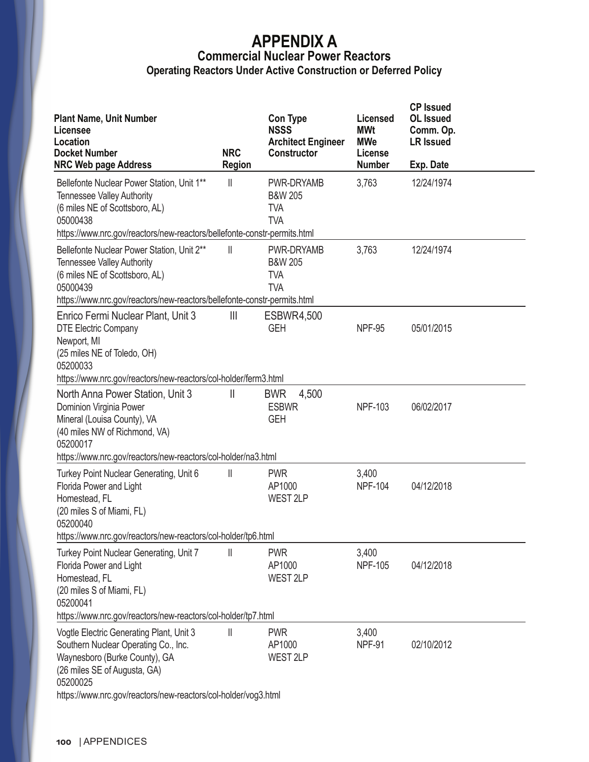# APPENDIX A

## Commercial Nuclear Power Reactors

### Operating Reactors Under Active Construction or Deferred Policy

| Plant Name, Unit Number<br>Licensee<br>Location<br>Docket Number<br>NRC Web page Address | NRC Region | Con Type<br>NSSS<br>Architect Engineer<br>Constructor | Licensed MWt<br>MWe<br>License Number | CP Issued<br>OL Issued<br>Comm. Op.<br>LR Issued<br>Exp. Date |
|---|---|---|---|---|
| Bellefonte Nuclear Power Station, Unit 1**<br>Tennessee Valley Authority<br>(6 miles NE of Scottsboro, AL)<br>05000438<br>https://www.nrc.gov/reactors/new-reactors/bellefonte-constr-permits.html | II | PWR-DRYAMB<br>B&W 205<br>TVA<br>TVA | 3,763 | 12/24/1974 |
| Bellefonte Nuclear Power Station, Unit 2**<br>Tennessee Valley Authority<br>(6 miles NE of Scottsboro, AL)<br>05000439<br>https://www.nrc.gov/reactors/new-reactors/bellefonte-constr-permits.html | II | PWR-DRYAMB<br>B&W 205<br>TVA<br>TVA | 3,763 | 12/24/1974 |
| Enrico Fermi Nuclear Plant, Unit 3<br>DTE Electric Company<br>Newport, MI<br>(25 miles NE of Toledo, OH)<br>05200033<br>https://www.nrc.gov/reactors/new-reactors/col-holder/ferm3.html | III | ESBWR4,500<br>GEH | NPF-95 | 05/01/2015 |
| North Anna Power Station, Unit 3<br>Dominion Virginia Power<br>Mineral (Louisa County), VA<br>(40 miles NW of Richmond, VA)<br>05200017<br>https://www.nrc.gov/reactors/new-reactors/col-holder/na3.html | II | BWR 4,500<br>ESBWR<br>GEH | NPF-103 | 06/02/2017 |
| Turkey Point Nuclear Generating, Unit 6<br>Florida Power and Light<br>Homestead, FL<br>(20 miles S of Miami, FL)<br>05200040<br>https://www.nrc.gov/reactors/new-reactors/col-holder/tp6.html | II | PWR<br>AP1000<br>WEST 2LP | 3,400<br>NPF-104 | 04/12/2018 |
| Turkey Point Nuclear Generating, Unit 7<br>Florida Power and Light<br>Homestead, FL<br>(20 miles S of Miami, FL)<br>05200041<br>https://www.nrc.gov/reactors/new-reactors/col-holder/tp7.html | II | PWR<br>AP1000<br>WEST 2LP | 3,400<br>NPF-105 | 04/12/2018 |
| Vogtle Electric Generating Plant, Unit 3<br>Southern Nuclear Operating Co., Inc.<br>Waynesboro (Burke County), GA<br>(26 miles SE of Augusta, GA)<br>05200025<br>https://www.nrc.gov/reactors/new-reactors/col-holder/vog3.html | II | PWR<br>AP1000<br>WEST 2LP | 3,400<br>NPF-91 | 02/10/2012 |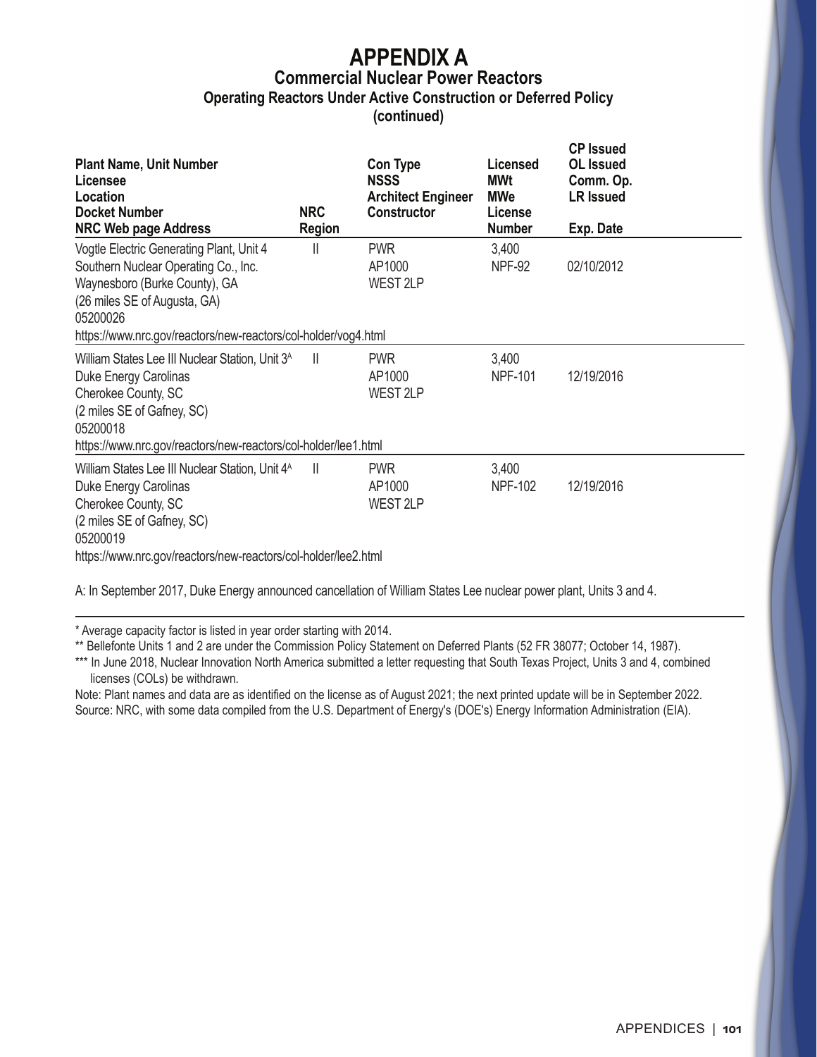# APPENDIX A

## Commercial Nuclear Power Reactors

### Operating Reactors Under Active Construction or Deferred Policy (continued)

| Plant Name, Unit Number<br>Licensee<br>Location<br>Docket Number<br>NRC Web page Address | NRC Region | Con Type<br>NSSS<br>Architect Engineer<br>Constructor | Licensed MWt<br>MWe<br>License Number | CP Issued<br>OL Issued<br>Comm. Op.<br>LR Issued<br>Exp. Date |
|---|---|---|---|---|
| Vogtle Electric Generating Plant, Unit 4<br>Southern Nuclear Operating Co., Inc.<br>Waynesboro (Burke County), GA<br>(26 miles SE of Augusta, GA)<br>05200026<br>https://www.nrc.gov/reactors/new-reactors/col-holder/vog4.html | II | PWR<br>AP1000<br>WEST 2LP | 3,400<br>NPF-92 | 02/10/2012 |
| William States Lee III Nuclear Station, Unit 3[A]<br>Duke Energy Carolinas<br>Cherokee County, SC<br>(2 miles SE of Gafney, SC)<br>05200018<br>https://www.nrc.gov/reactors/new-reactors/col-holder/lee1.html | II | PWR<br>AP1000<br>WEST 2LP | 3,400<br>NPF-101 | 12/19/2016 |
| William States Lee III Nuclear Station, Unit 4[A]<br>Duke Energy Carolinas<br>Cherokee County, SC<br>(2 miles SE of Gafney, SC)<br>05200019<br>https://www.nrc.gov/reactors/new-reactors/col-holder/lee2.html | II | PWR<br>AP1000<br>WEST 2LP | 3,400<br>NPF-102 | 12/19/2016 |

A: In September 2017, Duke Energy announced cancellation of William States Lee nuclear power plant, Units 3 and 4.

\* Average capacity factor is listed in year order starting with 2014.

** Bellefonte Units 1 and 2 are under the Commission Policy Statement on Deferred Plants (52 FR 38077; October 14, 1987).

*** In June 2018, Nuclear Innovation North America submitted a letter requesting that South Texas Project, Units 3 and 4, combined licenses (COLs) be withdrawn.

Note: Plant names and data are as identified on the license as of August 2021; the next printed update will be in September 2022.

Source: NRC, with some data compiled from the U.S. Department of Energy's (DOE's) Energy Information Administration (EIA).